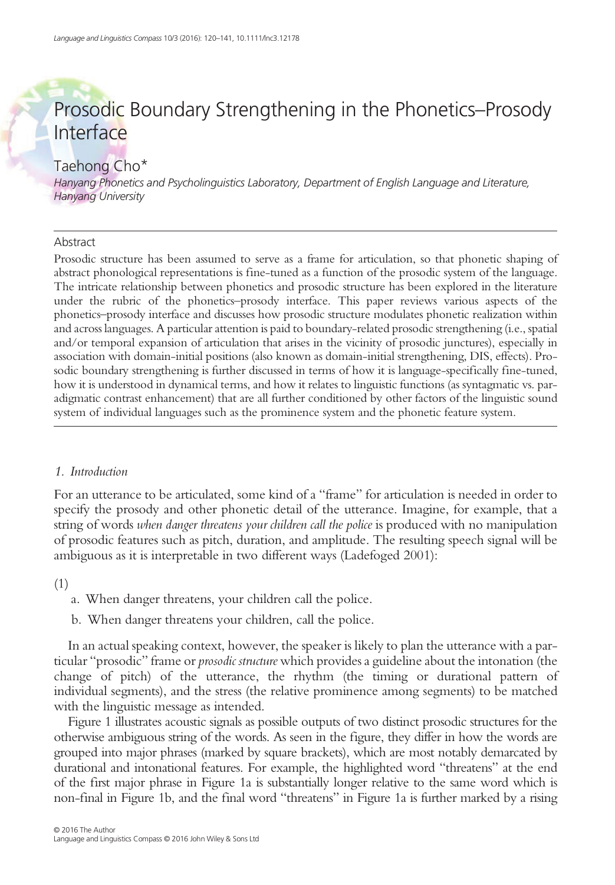# Prosodic Boundary Strengthening in the Phonetics–Prosody Interface

## Taehong Cho*

*Hanyang Phonetics and Psycholinguistics Laboratory, Department of English Language and Literature, Hanyang University*

### Abstract

Prosodic structure has been assumed to serve as a frame for articulation, so that phonetic shaping of abstract phonological representations is fine-tuned as a function of the prosodic system of the language. The intricate relationship between phonetics and prosodic structure has been explored in the literature under the rubric of the phonetics–prosody interface. This paper reviews various aspects of the phonetics–prosody interface and discusses how prosodic structure modulates phonetic realization within and across languages. A particular attention is paid to boundary-related prosodic strengthening (i.e., spatial and/or temporal expansion of articulation that arises in the vicinity of prosodic junctures), especially in association with domain-initial positions (also known as domain-initial strengthening, DIS, effects). Prosodic boundary strengthening is further discussed in terms of how it is language-specifically fine-tuned, how it is understood in dynamical terms, and how it relates to linguistic functions (as syntagmatic vs. paradigmatic contrast enhancement) that are all further conditioned by other factors of the linguistic sound system of individual languages such as the prominence system and the phonetic feature system.

### *1. Introduction*

For an utterance to be articulated, some kind of a "frame" for articulation is needed in order to specify the prosody and other phonetic detail of the utterance. Imagine, for example, that a string of words *when danger threatens your children call the police* is produced with no manipulation of prosodic features such as pitch, duration, and amplitude. The resulting speech signal will be ambiguous as it is interpretable in two different ways (Ladefoged 2001):

(1)

a. When danger threatens, your children call the police.

b. When danger threatens your children, call the police.

In an actual speaking context, however, the speaker is likely to plan the utterance with a particular "prosodic" frame or *prosodic structure* which provides a guideline about the intonation (the change of pitch) of the utterance, the rhythm (the timing or durational pattern of individual segments), and the stress (the relative prominence among segments) to be matched with the linguistic message as intended.

Figure 1 illustrates acoustic signals as possible outputs of two distinct prosodic structures for the otherwise ambiguous string of the words. As seen in the figure, they differ in how the words are grouped into major phrases (marked by square brackets), which are most notably demarcated by durational and intonational features. For example, the highlighted word "threatens" at the end of the first major phrase in Figure 1a is substantially longer relative to the same word which is non-final in Figure 1b, and the final word "threatens" in Figure 1a is further marked by a rising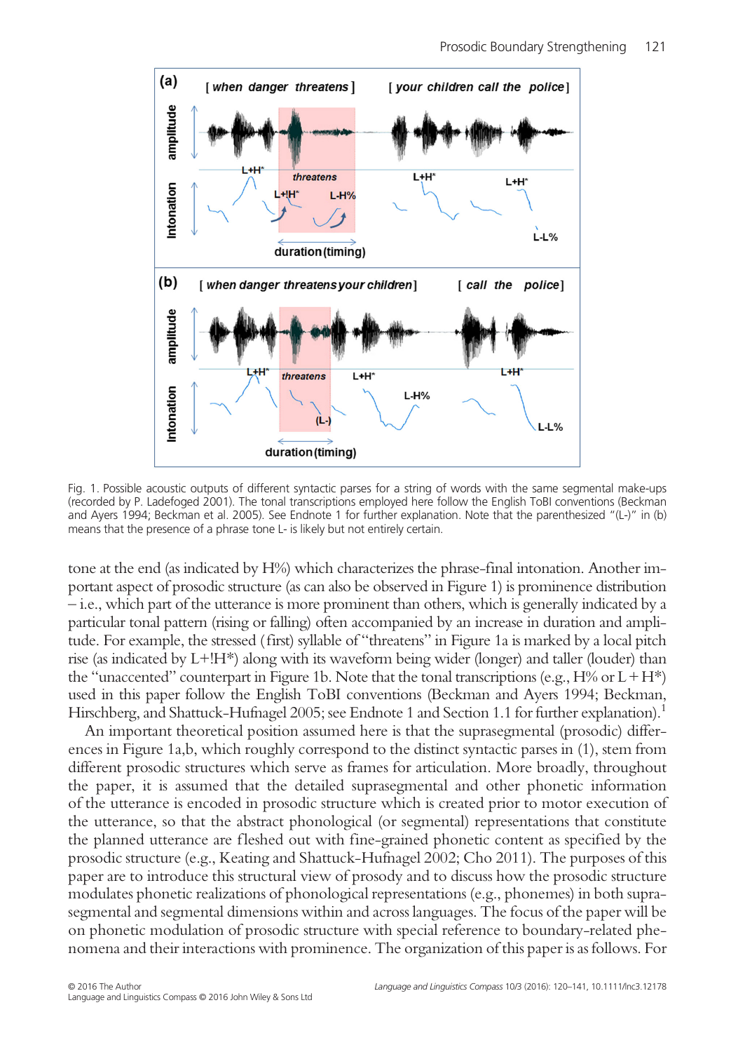Fig. 1. Possible acoustic outputs of different syntactic parses for a string of words with the same segmental make-ups (recorded by P. Ladefoged 2001). The tonal transcriptions employed here follow the English ToBI conventions (Beckman and Ayers 1994; Beckman et al. 2005). See Endnote 1 for further explanation. Note that the parenthesized "(L-)" in (b) means that the presence of a phrase tone L- is likely but not entirely certain.

tone at the end (as indicated by H%) which characterizes the phrase-final intonation. Another important aspect of prosodic structure (as can also be observed in Figure 1) is prominence distribution – i.e., which part of the utterance is more prominent than others, which is generally indicated by a particular tonal pattern (rising or falling) often accompanied by an increase in duration and amplitude. For example, the stressed (first) syllable of "threatens" in Figure 1a is marked by a local pitch rise (as indicated by L+!H*) along with its waveform being wider (longer) and taller (louder) than the "unaccented" counterpart in Figure 1b. Note that the tonal transcriptions (e.g., H% or L+H*) used in this paper follow the English ToBI conventions (Beckman and Ayers 1994; Beckman, Hirschberg, and Shattuck-Hufnagel 2005; see Endnote 1 and Section 1.1 for further explanation).[1]

An important theoretical position assumed here is that the suprasegmental (prosodic) differences in Figure 1a,b, which roughly correspond to the distinct syntactic parses in (1), stem from different prosodic structures which serve as frames for articulation. More broadly, throughout the paper, it is assumed that the detailed suprasegmental and other phonetic information of the utterance is encoded in prosodic structure which is created prior to motor execution of the utterance, so that the abstract phonological (or segmental) representations that constitute the planned utterance are fleshed out with fine-grained phonetic content as specified by the prosodic structure (e.g., Keating and Shattuck-Hufnagel 2002; Cho 2011). The purposes of this paper are to introduce this structural view of prosody and to discuss how the prosodic structure modulates phonetic realizations of phonological representations (e.g., phonemes) in both suprasegmental and segmental dimensions within and across languages. The focus of the paper will be on phonetic modulation of prosodic structure with special reference to boundary-related phenomena and their interactions with prominence. The organization of this paper is as follows. For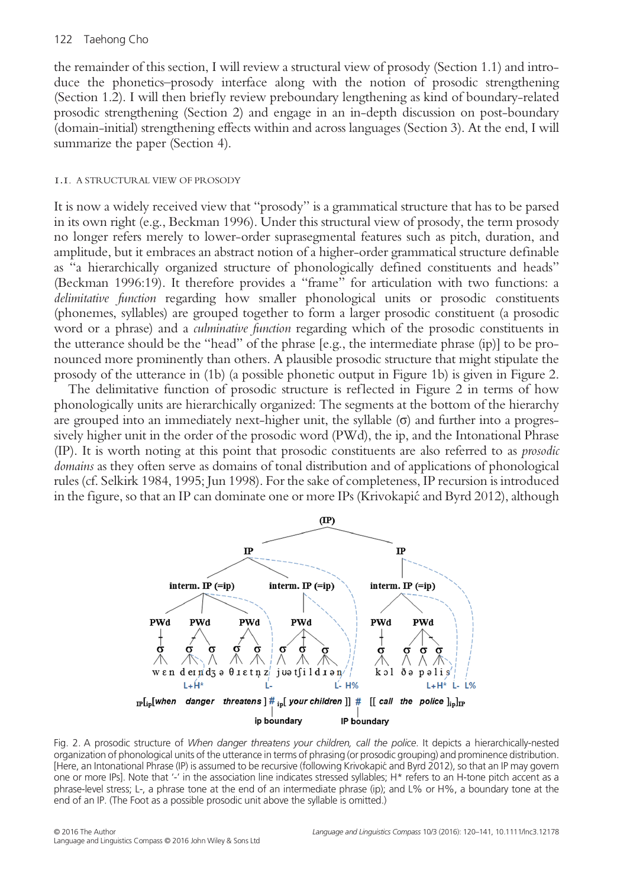the remainder of this section, I will review a structural view of prosody (Section 1.1) and introduce the phonetics–prosody interface along with the notion of prosodic strengthening (Section 1.2). I will then briefly review preboundary lengthening as kind of boundary-related prosodic strengthening (Section 2) and engage in an in-depth discussion on post-boundary (domain-initial) strengthening effects within and across languages (Section 3). At the end, I will summarize the paper (Section 4).

### 1.1. A STRUCTURAL VIEW OF PROSODY

It is now a widely received view that "prosody" is a grammatical structure that has to be parsed in its own right (e.g., Beckman 1996). Under this structural view of prosody, the term prosody no longer refers merely to lower-order suprasegmental features such as pitch, duration, and amplitude, but it embraces an abstract notion of a higher-order grammatical structure definable as "a hierarchically organized structure of phonologically defined constituents and heads" (Beckman 1996:19). It therefore provides a "frame" for articulation with two functions: a *delimitative function* regarding how smaller phonological units or prosodic constituents (phonemes, syllables) are grouped together to form a larger prosodic constituent (a prosodic word or a phrase) and a *culminative function* regarding which of the prosodic constituents in the utterance should be the "head" of the phrase [e.g., the intermediate phrase (ip)] to be pronounced more prominently than others. A plausible prosodic structure that might stipulate the prosody of the utterance in (1b) (a possible phonetic output in Figure 1b) is given in Figure 2.

The delimitative function of prosodic structure is reflected in Figure 2 in terms of how phonologically units are hierarchically organized: The segments at the bottom of the hierarchy are grouped into an immediately next-higher unit, the syllable (σ) and further into a progressively higher unit in the order of the prosodic word (PWd), the ip, and the Intonational Phrase (IP). It is worth noting at this point that prosodic constituents are also referred to as *prosodic domains* as they often serve as domains of tonal distribution and of applications of phonological rules (cf. Selkirk 1984, 1995; Jun 1998). For the sake of completeness, IP recursion is introduced in the figure, so that an IP can dominate one or more IPs (Krivokapić and Byrd 2012), although

Fig. 2. A prosodic structure of *When danger threatens your children, call the police*. It depicts a hierarchically-nested organization of phonological units of the utterance in terms of phrasing (or prosodic grouping) and prominence distribution. [Here, an Intonational Phrase (IP) is assumed to be recursive (following Krivokapić and Byrd 2012), so that an IP may govern one or more IPs]. Note that '-' in the association line indicates stressed syllables; H* refers to an H-tone pitch accent as a phrase-level stress; L-, a phrase tone at the end of an intermediate phrase (ip); and L% or H%, a boundary tone at the end of an IP. (The Foot as a possible prosodic unit above the syllable is omitted.)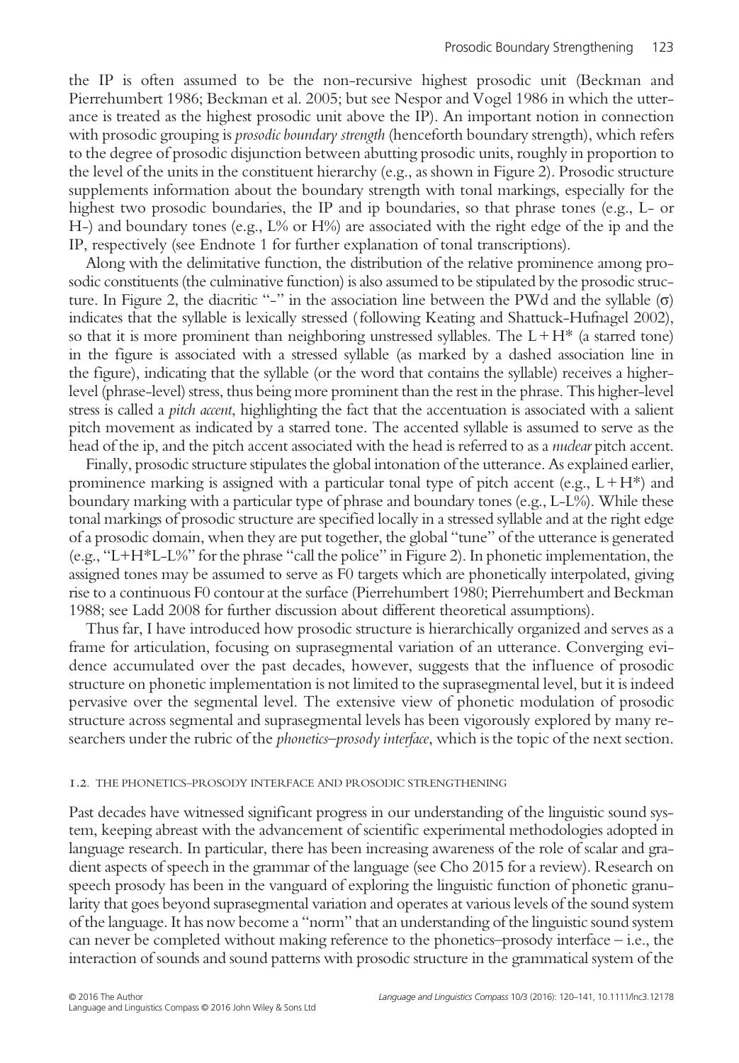the IP is often assumed to be the non-recursive highest prosodic unit (Beckman and Pierrehumbert 1986; Beckman et al. 2005; but see Nespor and Vogel 1986 in which the utterance is treated as the highest prosodic unit above the IP). An important notion in connection with prosodic grouping is *prosodic boundary strength* (henceforth boundary strength), which refers to the degree of prosodic disjunction between abutting prosodic units, roughly in proportion to the level of the units in the constituent hierarchy (e.g., as shown in Figure 2). Prosodic structure supplements information about the boundary strength with tonal markings, especially for the highest two prosodic boundaries, the IP and ip boundaries, so that phrase tones (e.g., L- or H-) and boundary tones (e.g., L% or H%) are associated with the right edge of the ip and the IP, respectively (see Endnote 1 for further explanation of tonal transcriptions).

Along with the delimitative function, the distribution of the relative prominence among prosodic constituents (the culminative function) is also assumed to be stipulated by the prosodic structure. In Figure 2, the diacritic "-" in the association line between the PWd and the syllable (σ) indicates that the syllable is lexically stressed (following Keating and Shattuck-Hufnagel 2002), so that it is more prominent than neighboring unstressed syllables. The L + H* (a starred tone) in the figure is associated with a stressed syllable (as marked by a dashed association line in the figure), indicating that the syllable (or the word that contains the syllable) receives a higher-level (phrase-level) stress, thus being more prominent than the rest in the phrase. This higher-level stress is called a *pitch accent*, highlighting the fact that the accentuation is associated with a salient pitch movement as indicated by a starred tone. The accented syllable is assumed to serve as the head of the ip, and the pitch accent associated with the head is referred to as a *nuclear* pitch accent.

Finally, prosodic structure stipulates the global intonation of the utterance. As explained earlier, prominence marking is assigned with a particular tonal type of pitch accent (e.g., L + H*) and boundary marking with a particular type of phrase and boundary tones (e.g., L-L%). While these tonal markings of prosodic structure are specified locally in a stressed syllable and at the right edge of a prosodic domain, when they are put together, the global "tune" of the utterance is generated (e.g., "L+H*L-L%" for the phrase "call the police" in Figure 2). In phonetic implementation, the assigned tones may be assumed to serve as F0 targets which are phonetically interpolated, giving rise to a continuous F0 contour at the surface (Pierrehumbert 1980; Pierrehumbert and Beckman 1988; see Ladd 2008 for further discussion about different theoretical assumptions).

Thus far, I have introduced how prosodic structure is hierarchically organized and serves as a frame for articulation, focusing on suprasegmental variation of an utterance. Converging evidence accumulated over the past decades, however, suggests that the influence of prosodic structure on phonetic implementation is not limited to the suprasegmental level, but it is indeed pervasive over the segmental level. The extensive view of phonetic modulation of prosodic structure across segmental and suprasegmental levels has been vigorously explored by many researchers under the rubric of the *phonetics–prosody interface*, which is the topic of the next section.

### 1.2. THE PHONETICS–PROSODY INTERFACE AND PROSODIC STRENGTHENING

Past decades have witnessed significant progress in our understanding of the linguistic sound system, keeping abreast with the advancement of scientific experimental methodologies adopted in language research. In particular, there has been increasing awareness of the role of scalar and gradient aspects of speech in the grammar of the language (see Cho 2015 for a review). Research on speech prosody has been in the vanguard of exploring the linguistic function of phonetic granularity that goes beyond suprasegmental variation and operates at various levels of the sound system of the language. It has now become a "norm" that an understanding of the linguistic sound system can never be completed without making reference to the phonetics–prosody interface – i.e., the interaction of sounds and sound patterns with prosodic structure in the grammatical system of the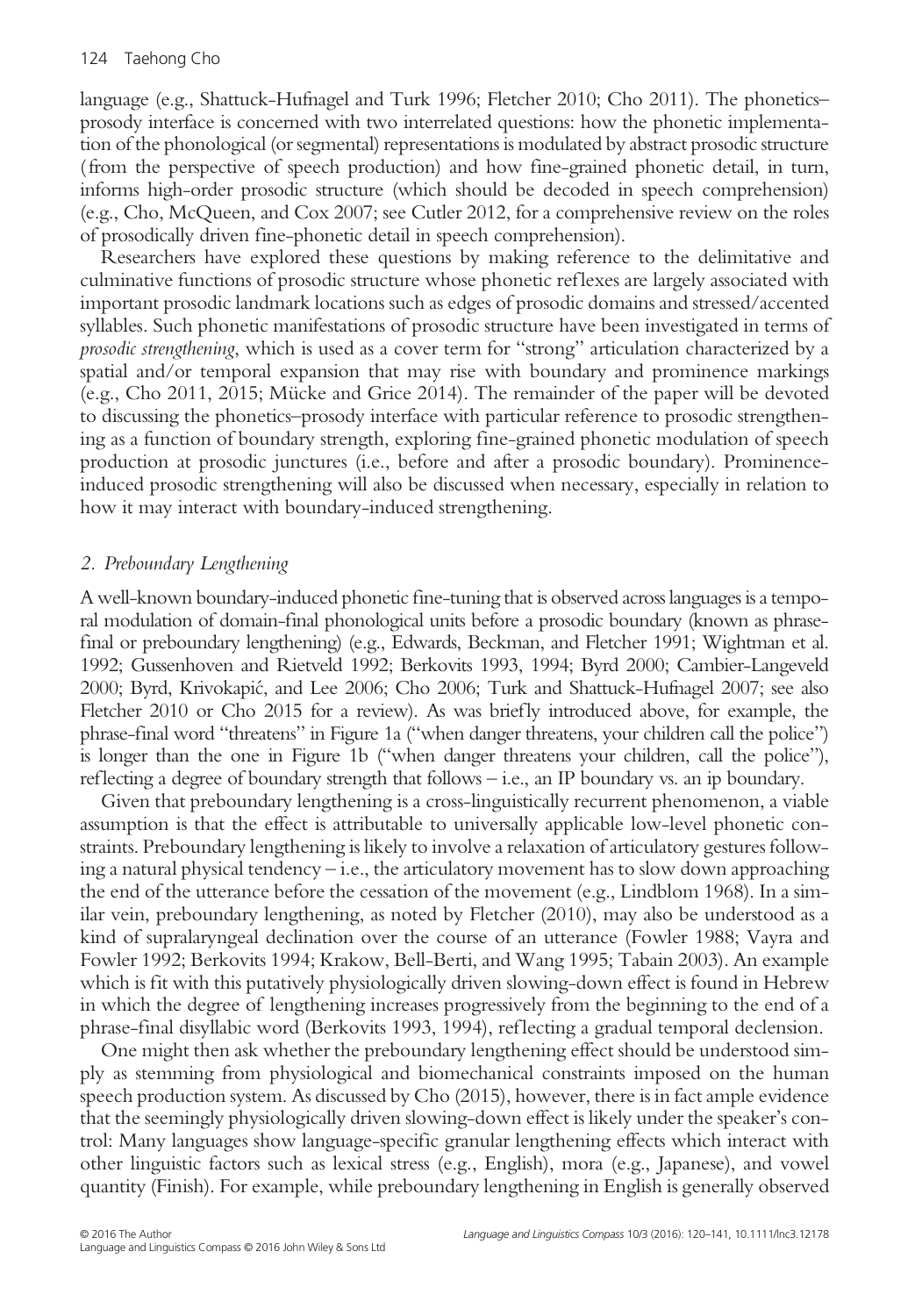language (e.g., Shattuck-Hufnagel and Turk 1996; Fletcher 2010; Cho 2011). The phonetics–prosody interface is concerned with two interrelated questions: how the phonetic implementation of the phonological (or segmental) representations is modulated by abstract prosodic structure (from the perspective of speech production) and how fine-grained phonetic detail, in turn, informs high-order prosodic structure (which should be decoded in speech comprehension) (e.g., Cho, McQueen, and Cox 2007; see Cutler 2012, for a comprehensive review on the roles of prosodically driven fine-phonetic detail in speech comprehension).

Researchers have explored these questions by making reference to the delimitative and culminative functions of prosodic structure whose phonetic reflexes are largely associated with important prosodic landmark locations such as edges of prosodic domains and stressed/accented syllables. Such phonetic manifestations of prosodic structure have been investigated in terms of *prosodic strengthening*, which is used as a cover term for "strong" articulation characterized by a spatial and/or temporal expansion that may rise with boundary and prominence markings (e.g., Cho 2011, 2015; Mücke and Grice 2014). The remainder of the paper will be devoted to discussing the phonetics–prosody interface with particular reference to prosodic strengthening as a function of boundary strength, exploring fine-grained phonetic modulation of speech production at prosodic junctures (i.e., before and after a prosodic boundary). Prominence-induced prosodic strengthening will also be discussed when necessary, especially in relation to how it may interact with boundary-induced strengthening.

## 2. Preboundary Lengthening

A well-known boundary-induced phonetic fine-tuning that is observed across languages is a temporal modulation of domain-final phonological units before a prosodic boundary (known as phrase-final or preboundary lengthening) (e.g., Edwards, Beckman, and Fletcher 1991; Wightman et al. 1992; Gussenhoven and Rietveld 1992; Berkovits 1993, 1994; Byrd 2000; Cambier-Langeveld 2000; Byrd, Krivokapić, and Lee 2006; Cho 2006; Turk and Shattuck-Hufnagel 2007; see also Fletcher 2010 or Cho 2015 for a review). As was briefly introduced above, for example, the phrase-final word "threatens" in Figure 1a ("when danger threatens, your children call the police") is longer than the one in Figure 1b ("when danger threatens your children, call the police"), reflecting a degree of boundary strength that follows – i.e., an IP boundary vs. an ip boundary.

Given that preboundary lengthening is a cross-linguistically recurrent phenomenon, a viable assumption is that the effect is attributable to universally applicable low-level phonetic constraints. Preboundary lengthening is likely to involve a relaxation of articulatory gestures following a natural physical tendency – i.e., the articulatory movement has to slow down approaching the end of the utterance before the cessation of the movement (e.g., Lindblom 1968). In a similar vein, preboundary lengthening, as noted by Fletcher (2010), may also be understood as a kind of supralaryngeal declination over the course of an utterance (Fowler 1988; Vayra and Fowler 1992; Berkovits 1994; Krakow, Bell-Berti, and Wang 1995; Tabain 2003). An example which is fit with this putatively physiologically driven slowing-down effect is found in Hebrew in which the degree of lengthening increases progressively from the beginning to the end of a phrase-final disyllabic word (Berkovits 1993, 1994), reflecting a gradual temporal declension.

One might then ask whether the preboundary lengthening effect should be understood simply as stemming from physiological and biomechanical constraints imposed on the human speech production system. As discussed by Cho (2015), however, there is in fact ample evidence that the seemingly physiologically driven slowing-down effect is likely under the speaker's control: Many languages show language-specific granular lengthening effects which interact with other linguistic factors such as lexical stress (e.g., English), mora (e.g., Japanese), and vowel quantity (Finish). For example, while preboundary lengthening in English is generally observed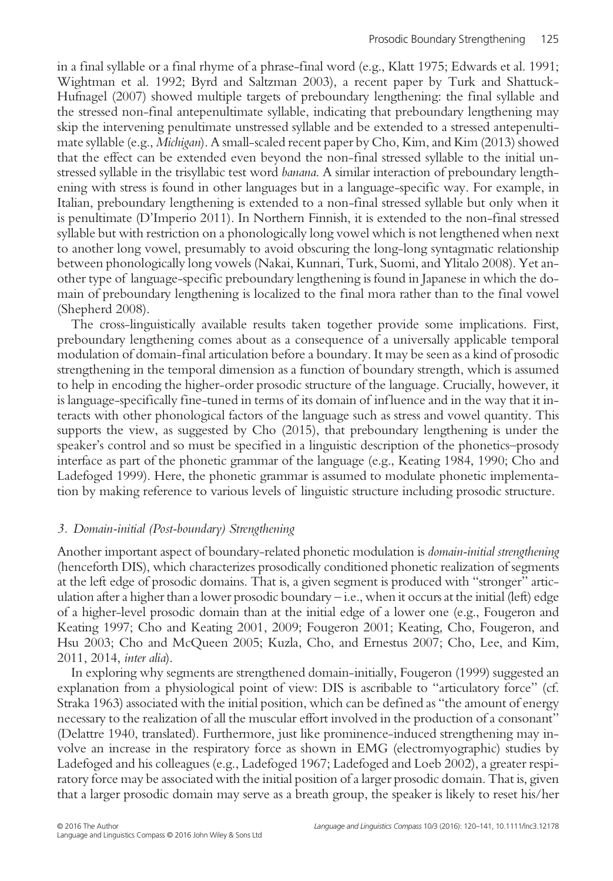in a final syllable or a final rhyme of a phrase-final word (e.g., Klatt 1975; Edwards et al. 1991; Wightman et al. 1992; Byrd and Saltzman 2003), a recent paper by Turk and Shattuck-Hufnagel (2007) showed multiple targets of preboundary lengthening: the final syllable and the stressed non-final antepenultimate syllable, indicating that preboundary lengthening may skip the intervening penultimate unstressed syllable and be extended to a stressed antepenultimate syllable (e.g., *Michigan*). A small-scaled recent paper by Cho, Kim, and Kim (2013) showed that the effect can be extended even beyond the non-final stressed syllable to the initial unstressed syllable in the trisyllabic test word *banana*. A similar interaction of preboundary lengthening with stress is found in other languages but in a language-specific way. For example, in Italian, preboundary lengthening is extended to a non-final stressed syllable but only when it is penultimate (D'Imperio 2011). In Northern Finnish, it is extended to the non-final stressed syllable but with restriction on a phonologically long vowel which is not lengthened when next to another long vowel, presumably to avoid obscuring the long-long syntagmatic relationship between phonologically long vowels (Nakai, Kunnari, Turk, Suomi, and Ylitalo 2008). Yet another type of language-specific preboundary lengthening is found in Japanese in which the domain of preboundary lengthening is localized to the final mora rather than to the final vowel (Shepherd 2008).

The cross-linguistically available results taken together provide some implications. First, preboundary lengthening comes about as a consequence of a universally applicable temporal modulation of domain-final articulation before a boundary. It may be seen as a kind of prosodic strengthening in the temporal dimension as a function of boundary strength, which is assumed to help in encoding the higher-order prosodic structure of the language. Crucially, however, it is language-specifically fine-tuned in terms of its domain of influence and in the way that it interacts with other phonological factors of the language such as stress and vowel quantity. This supports the view, as suggested by Cho (2015), that preboundary lengthening is under the speaker's control and so must be specified in a linguistic description of the phonetics–prosody interface as part of the phonetic grammar of the language (e.g., Keating 1984, 1990; Cho and Ladefoged 1999). Here, the phonetic grammar is assumed to modulate phonetic implementation by making reference to various levels of linguistic structure including prosodic structure.

### *3. Domain-initial (Post-boundary) Strengthening*

Another important aspect of boundary-related phonetic modulation is *domain-initial strengthening* (henceforth DIS), which characterizes prosodically conditioned phonetic realization of segments at the left edge of prosodic domains. That is, a given segment is produced with "stronger" articulation after a higher than a lower prosodic boundary – i.e., when it occurs at the initial (left) edge of a higher-level prosodic domain than at the initial edge of a lower one (e.g., Fougeron and Keating 1997; Cho and Keating 2001, 2009; Fougeron 2001; Keating, Cho, Fougeron, and Hsu 2003; Cho and McQueen 2005; Kuzla, Cho, and Ernestus 2007; Cho, Lee, and Kim, 2011, 2014, *inter alia*).

In exploring why segments are strengthened domain-initially, Fougeron (1999) suggested an explanation from a physiological point of view: DIS is ascribable to "articulatory force" (cf. Straka 1963) associated with the initial position, which can be defined as "the amount of energy necessary to the realization of all the muscular effort involved in the production of a consonant" (Delattre 1940, translated). Furthermore, just like prominence-induced strengthening may involve an increase in the respiratory force as shown in EMG (electromyographic) studies by Ladefoged and his colleagues (e.g., Ladefoged 1967; Ladefoged and Loeb 2002), a greater respiratory force may be associated with the initial position of a larger prosodic domain. That is, given that a larger prosodic domain may serve as a breath group, the speaker is likely to reset his/her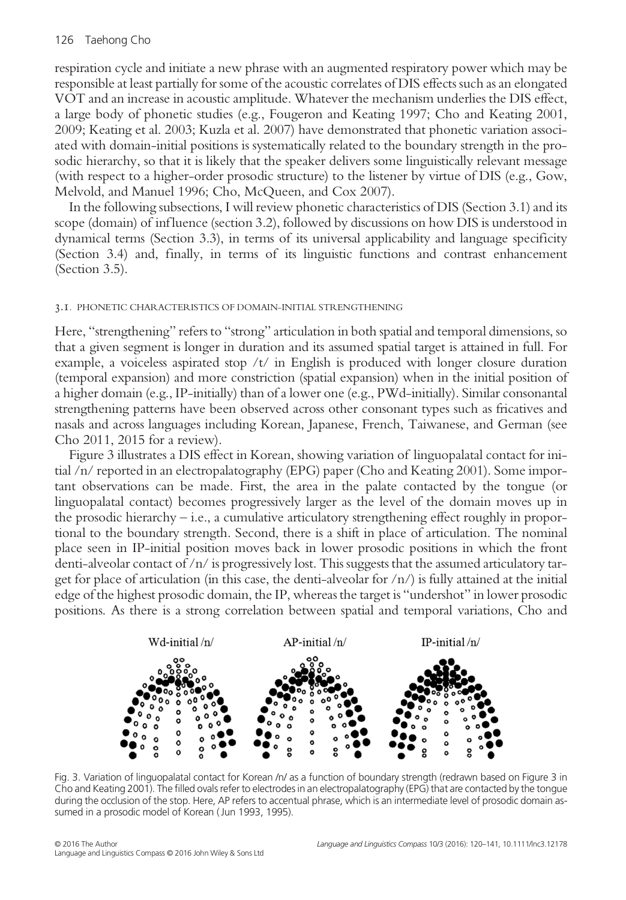respiration cycle and initiate a new phrase with an augmented respiratory power which may be responsible at least partially for some of the acoustic correlates of DIS effects such as an elongated VOT and an increase in acoustic amplitude. Whatever the mechanism underlies the DIS effect, a large body of phonetic studies (e.g., Fougeron and Keating 1997; Cho and Keating 2001, 2009; Keating et al. 2003; Kuzla et al. 2007) have demonstrated that phonetic variation associated with domain-initial positions is systematically related to the boundary strength in the prosodic hierarchy, so that it is likely that the speaker delivers some linguistically relevant message (with respect to a higher-order prosodic structure) to the listener by virtue of DIS (e.g., Gow, Melvold, and Manuel 1996; Cho, McQueen, and Cox 2007).

In the following subsections, I will review phonetic characteristics of DIS (Section 3.1) and its scope (domain) of influence (section 3.2), followed by discussions on how DIS is understood in dynamical terms (Section 3.3), in terms of its universal applicability and language specificity (Section 3.4) and, finally, in terms of its linguistic functions and contrast enhancement (Section 3.5).

### 3.1. PHONETIC CHARACTERISTICS OF DOMAIN-INITIAL STRENGTHENING

Here, "strengthening" refers to "strong" articulation in both spatial and temporal dimensions, so that a given segment is longer in duration and its assumed spatial target is attained in full. For example, a voiceless aspirated stop /t/ in English is produced with longer closure duration (temporal expansion) and more constriction (spatial expansion) when in the initial position of a higher domain (e.g., IP-initially) than of a lower one (e.g., PWd-initially). Similar consonantal strengthening patterns have been observed across other consonant types such as fricatives and nasals and across languages including Korean, Japanese, French, Taiwanese, and German (see Cho 2011, 2015 for a review).

Figure 3 illustrates a DIS effect in Korean, showing variation of linguopalatal contact for initial /n/ reported in an electropalatography (EPG) paper (Cho and Keating 2001). Some important observations can be made. First, the area in the palate contacted by the tongue (or linguopalatal contact) becomes progressively larger as the level of the domain moves up in the prosodic hierarchy – i.e., a cumulative articulatory strengthening effect roughly in proportional to the boundary strength. Second, there is a shift in place of articulation. The nominal place seen in IP-initial position moves back in lower prosodic positions in which the front denti-alveolar contact of /n/ is progressively lost. This suggests that the assumed articulatory target for place of articulation (in this case, the denti-alveolar for /n/) is fully attained at the initial edge of the highest prosodic domain, the IP, whereas the target is "undershot" in lower prosodic positions. As there is a strong correlation between spatial and temporal variations, Cho and

Wd-initial /n/ AP-initial /n/ IP-initial /n/

Fig. 3. Variation of linguopalatal contact for Korean /n/ as a function of boundary strength (redrawn based on Figure 3 in Cho and Keating 2001). The filled ovals refer to electrodes in an electropalatography (EPG) that are contacted by the tongue during the occlusion of the stop. Here, AP refers to accentual phrase, which is an intermediate level of prosodic domain assumed in a prosodic model of Korean (Jun 1993, 1995).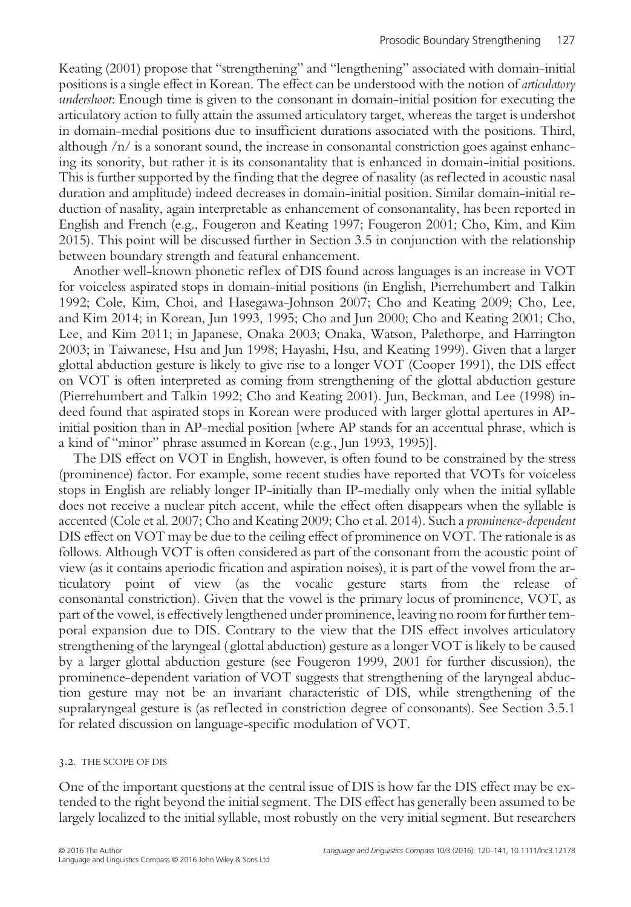Keating (2001) propose that "strengthening" and "lengthening" associated with domain-initial positions is a single effect in Korean. The effect can be understood with the notion of *articulatory undershoot*: Enough time is given to the consonant in domain-initial position for executing the articulatory action to fully attain the assumed articulatory target, whereas the target is undershot in domain-medial positions due to insufficient durations associated with the positions. Third, although /n/ is a sonorant sound, the increase in consonantal constriction goes against enhancing its sonority, but rather it is its consonantality that is enhanced in domain-initial positions. This is further supported by the finding that the degree of nasality (as reflected in acoustic nasal duration and amplitude) indeed decreases in domain-initial position. Similar domain-initial reduction of nasality, again interpretable as enhancement of consonantality, has been reported in English and French (e.g., Fougeron and Keating 1997; Fougeron 2001; Cho, Kim, and Kim 2015). This point will be discussed further in Section 3.5 in conjunction with the relationship between boundary strength and featural enhancement.

Another well-known phonetic reflex of DIS found across languages is an increase in VOT for voiceless aspirated stops in domain-initial positions (in English, Pierrehumbert and Talkin 1992; Cole, Kim, Choi, and Hasegawa-Johnson 2007; Cho and Keating 2009; Cho, Lee, and Kim 2014; in Korean, Jun 1993, 1995; Cho and Jun 2000; Cho and Keating 2001; Cho, Lee, and Kim 2011; in Japanese, Onaka 2003; Onaka, Watson, Palethorpe, and Harrington 2003; in Taiwanese, Hsu and Jun 1998; Hayashi, Hsu, and Keating 1999). Given that a larger glottal abduction gesture is likely to give rise to a longer VOT (Cooper 1991), the DIS effect on VOT is often interpreted as coming from strengthening of the glottal abduction gesture (Pierrehumbert and Talkin 1992; Cho and Keating 2001). Jun, Beckman, and Lee (1998) indeed found that aspirated stops in Korean were produced with larger glottal apertures in AP-initial position than in AP-medial position [where AP stands for an accentual phrase, which is a kind of "minor" phrase assumed in Korean (e.g., Jun 1993, 1995)].

The DIS effect on VOT in English, however, is often found to be constrained by the stress (prominence) factor. For example, some recent studies have reported that VOTs for voiceless stops in English are reliably longer IP-initially than IP-medially only when the initial syllable does not receive a nuclear pitch accent, while the effect often disappears when the syllable is accented (Cole et al. 2007; Cho and Keating 2009; Cho et al. 2014). Such a *prominence-dependent* DIS effect on VOT may be due to the ceiling effect of prominence on VOT. The rationale is as follows. Although VOT is often considered as part of the consonant from the acoustic point of view (as it contains aperiodic frication and aspiration noises), it is part of the vowel from the articulatory point of view (as the vocalic gesture starts from the release of consonantal constriction). Given that the vowel is the primary locus of prominence, VOT, as part of the vowel, is effectively lengthened under prominence, leaving no room for further temporal expansion due to DIS. Contrary to the view that the DIS effect involves articulatory strengthening of the laryngeal (glottal abduction) gesture as a longer VOT is likely to be caused by a larger glottal abduction gesture (see Fougeron 1999, 2001 for further discussion), the prominence-dependent variation of VOT suggests that strengthening of the laryngeal abduction gesture may not be an invariant characteristic of DIS, while strengthening of the supralaryngeal gesture is (as reflected in constriction degree of consonants). See Section 3.5.1 for related discussion on language-specific modulation of VOT.

### 3.2. THE SCOPE OF DIS

One of the important questions at the central issue of DIS is how far the DIS effect may be extended to the right beyond the initial segment. The DIS effect has generally been assumed to be largely localized to the initial syllable, most robustly on the very initial segment. But researchers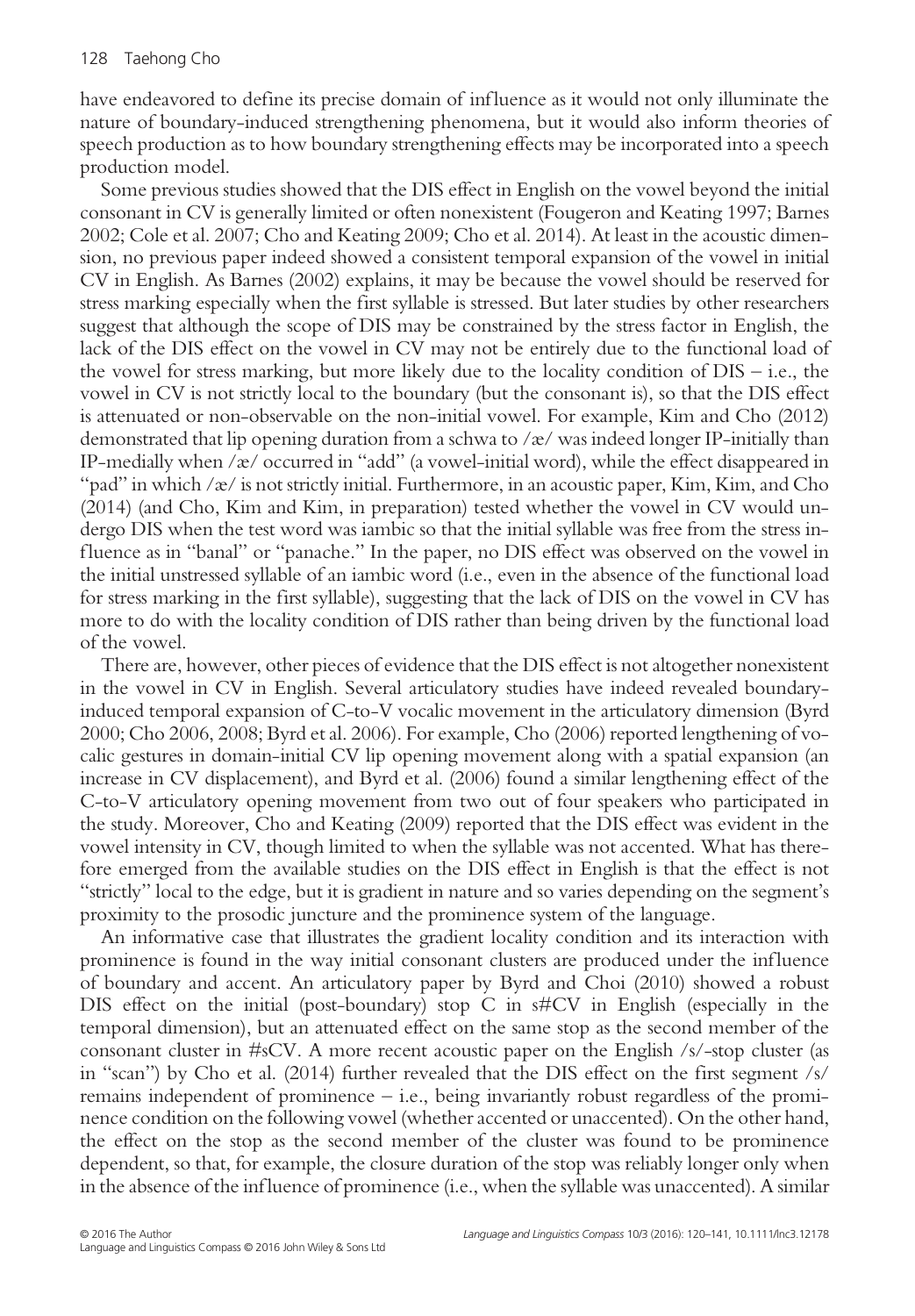have endeavored to define its precise domain of influence as it would not only illuminate the nature of boundary-induced strengthening phenomena, but it would also inform theories of speech production as to how boundary strengthening effects may be incorporated into a speech production model.

Some previous studies showed that the DIS effect in English on the vowel beyond the initial consonant in CV is generally limited or often nonexistent (Fougeron and Keating 1997; Barnes 2002; Cole et al. 2007; Cho and Keating 2009; Cho et al. 2014). At least in the acoustic dimension, no previous paper indeed showed a consistent temporal expansion of the vowel in initial CV in English. As Barnes (2002) explains, it may be because the vowel should be reserved for stress marking especially when the first syllable is stressed. But later studies by other researchers suggest that although the scope of DIS may be constrained by the stress factor in English, the lack of the DIS effect on the vowel in CV may not be entirely due to the functional load of the vowel for stress marking, but more likely due to the locality condition of DIS – i.e., the vowel in CV is not strictly local to the boundary (but the consonant is), so that the DIS effect is attenuated or non-observable on the non-initial vowel. For example, Kim and Cho (2012) demonstrated that lip opening duration from a schwa to /æ/ was indeed longer IP-initially than IP-medially when /æ/ occurred in "add" (a vowel-initial word), while the effect disappeared in "pad" in which /æ/ is not strictly initial. Furthermore, in an acoustic paper, Kim, Kim, and Cho (2014) (and Cho, Kim and Kim, in preparation) tested whether the vowel in CV would undergo DIS when the test word was iambic so that the initial syllable was free from the stress influence as in "banal" or "panache." In the paper, no DIS effect was observed on the vowel in the initial unstressed syllable of an iambic word (i.e., even in the absence of the functional load for stress marking in the first syllable), suggesting that the lack of DIS on the vowel in CV has more to do with the locality condition of DIS rather than being driven by the functional load of the vowel.

There are, however, other pieces of evidence that the DIS effect is not altogether nonexistent in the vowel in CV in English. Several articulatory studies have indeed revealed boundary-induced temporal expansion of C-to-V vocalic movement in the articulatory dimension (Byrd 2000; Cho 2006, 2008; Byrd et al. 2006). For example, Cho (2006) reported lengthening of vocalic gestures in domain-initial CV lip opening movement along with a spatial expansion (an increase in CV displacement), and Byrd et al. (2006) found a similar lengthening effect of the C-to-V articulatory opening movement from two out of four speakers who participated in the study. Moreover, Cho and Keating (2009) reported that the DIS effect was evident in the vowel intensity in CV, though limited to when the syllable was not accented. What has therefore emerged from the available studies on the DIS effect in English is that the effect is not "strictly" local to the edge, but it is gradient in nature and so varies depending on the segment's proximity to the prosodic juncture and the prominence system of the language.

An informative case that illustrates the gradient locality condition and its interaction with prominence is found in the way initial consonant clusters are produced under the influence of boundary and accent. An articulatory paper by Byrd and Choi (2010) showed a robust DIS effect on the initial (post-boundary) stop C in s#CV in English (especially in the temporal dimension), but an attenuated effect on the same stop as the second member of the consonant cluster in #sCV. A more recent acoustic paper on the English /s/-stop cluster (as in "scan") by Cho et al. (2014) further revealed that the DIS effect on the first segment /s/ remains independent of prominence – i.e., being invariantly robust regardless of the prominence condition on the following vowel (whether accented or unaccented). On the other hand, the effect on the stop as the second member of the cluster was found to be prominence dependent, so that, for example, the closure duration of the stop was reliably longer only when in the absence of the influence of prominence (i.e., when the syllable was unaccented). A similar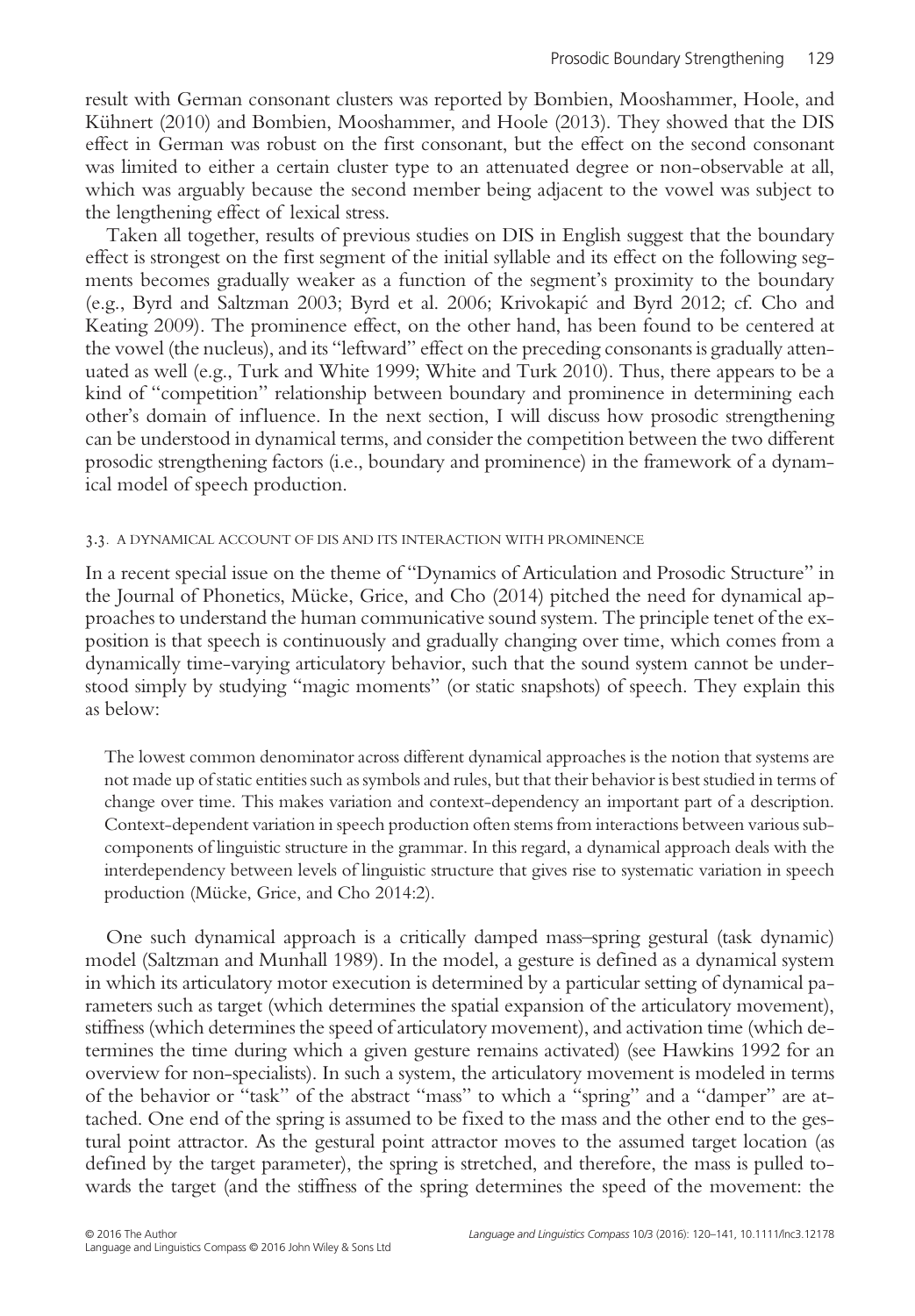result with German consonant clusters was reported by Bombien, Mooshammer, Hoole, and Kühnert (2010) and Bombien, Mooshammer, and Hoole (2013). They showed that the DIS effect in German was robust on the first consonant, but the effect on the second consonant was limited to either a certain cluster type to an attenuated degree or non-observable at all, which was arguably because the second member being adjacent to the vowel was subject to the lengthening effect of lexical stress.

Taken all together, results of previous studies on DIS in English suggest that the boundary effect is strongest on the first segment of the initial syllable and its effect on the following segments becomes gradually weaker as a function of the segment's proximity to the boundary (e.g., Byrd and Saltzman 2003; Byrd et al. 2006; Krivokapić and Byrd 2012; cf. Cho and Keating 2009). The prominence effect, on the other hand, has been found to be centered at the vowel (the nucleus), and its "leftward" effect on the preceding consonants is gradually attenuated as well (e.g., Turk and White 1999; White and Turk 2010). Thus, there appears to be a kind of "competition" relationship between boundary and prominence in determining each other's domain of influence. In the next section, I will discuss how prosodic strengthening can be understood in dynamical terms, and consider the competition between the two different prosodic strengthening factors (i.e., boundary and prominence) in the framework of a dynamical model of speech production.

### 3.3. A DYNAMICAL ACCOUNT OF DIS AND ITS INTERACTION WITH PROMINENCE

In a recent special issue on the theme of "Dynamics of Articulation and Prosodic Structure" in the Journal of Phonetics, Mücke, Grice, and Cho (2014) pitched the need for dynamical approaches to understand the human communicative sound system. The principle tenet of the exposition is that speech is continuously and gradually changing over time, which comes from a dynamically time-varying articulatory behavior, such that the sound system cannot be understood simply by studying "magic moments" (or static snapshots) of speech. They explain this as below:

> The lowest common denominator across different dynamical approaches is the notion that systems are not made up of static entities such as symbols and rules, but that their behavior is best studied in terms of change over time. This makes variation and context-dependency an important part of a description. Context-dependent variation in speech production often stems from interactions between various subcomponents of linguistic structure in the grammar. In this regard, a dynamical approach deals with the interdependency between levels of linguistic structure that gives rise to systematic variation in speech production (Mücke, Grice, and Cho 2014:2).

One such dynamical approach is a critically damped mass–spring gestural (task dynamic) model (Saltzman and Munhall 1989). In the model, a gesture is defined as a dynamical system in which its articulatory motor execution is determined by a particular setting of dynamical parameters such as target (which determines the spatial expansion of the articulatory movement), stiffness (which determines the speed of articulatory movement), and activation time (which determines the time during which a given gesture remains activated) (see Hawkins 1992 for an overview for non-specialists). In such a system, the articulatory movement is modeled in terms of the behavior or "task" of the abstract "mass" to which a "spring" and a "damper" are attached. One end of the spring is assumed to be fixed to the mass and the other end to the gestural point attractor. As the gestural point attractor moves to the assumed target location (as defined by the target parameter), the spring is stretched, and therefore, the mass is pulled towards the target (and the stiffness of the spring determines the speed of the movement: the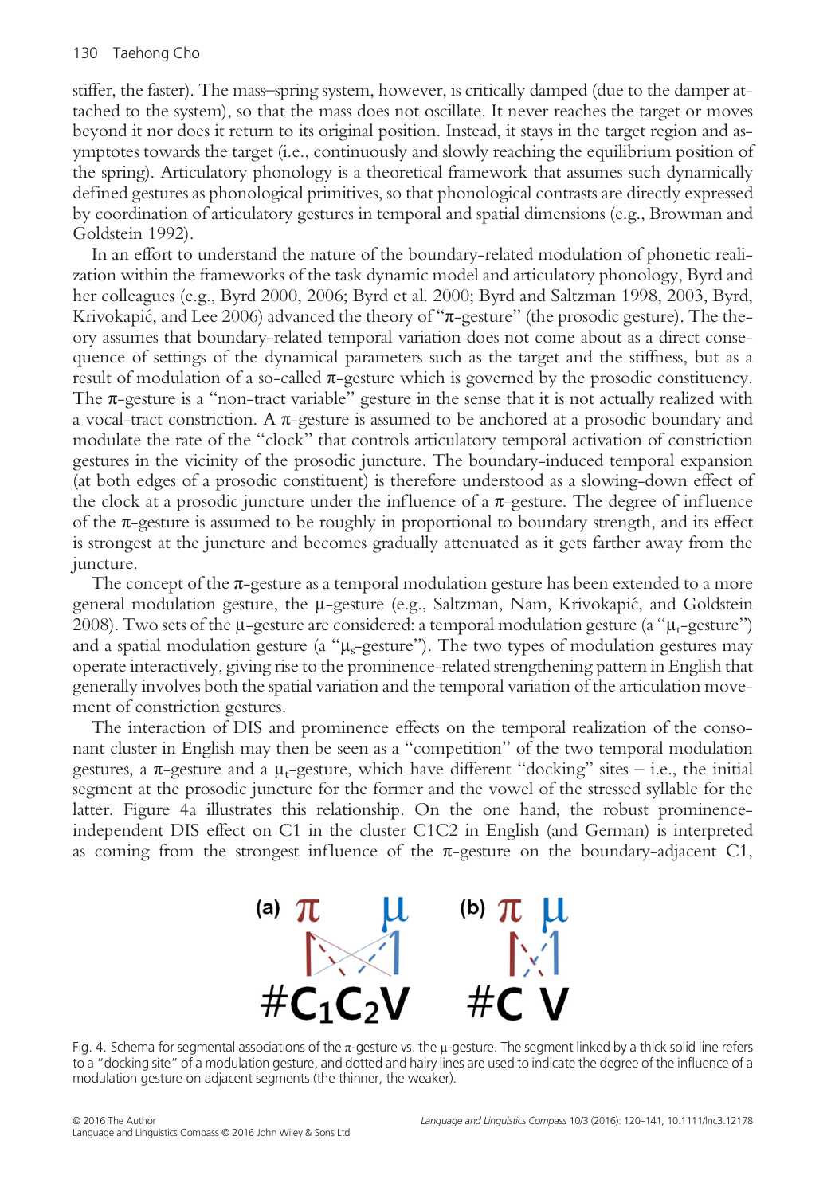stiffer, the faster). The mass–spring system, however, is critically damped (due to the damper attached to the system), so that the mass does not oscillate. It never reaches the target or moves beyond it nor does it return to its original position. Instead, it stays in the target region and asymptotes towards the target (i.e., continuously and slowly reaching the equilibrium position of the spring). Articulatory phonology is a theoretical framework that assumes such dynamically defined gestures as phonological primitives, so that phonological contrasts are directly expressed by coordination of articulatory gestures in temporal and spatial dimensions (e.g., Browman and Goldstein 1992).

In an effort to understand the nature of the boundary-related modulation of phonetic realization within the frameworks of the task dynamic model and articulatory phonology, Byrd and her colleagues (e.g., Byrd 2000, 2006; Byrd et al. 2000; Byrd and Saltzman 1998, 2003, Byrd, Krivokapić, and Lee 2006) advanced the theory of "π-gesture" (the prosodic gesture). The theory assumes that boundary-related temporal variation does not come about as a direct consequence of settings of the dynamical parameters such as the target and the stiffness, but as a result of modulation of a so-called π-gesture which is governed by the prosodic constituency. The π-gesture is a "non-tract variable" gesture in the sense that it is not actually realized with a vocal-tract constriction. A π-gesture is assumed to be anchored at a prosodic boundary and modulate the rate of the "clock" that controls articulatory temporal activation of constriction gestures in the vicinity of the prosodic juncture. The boundary-induced temporal expansion (at both edges of a prosodic constituent) is therefore understood as a slowing-down effect of the clock at a prosodic juncture under the influence of a π-gesture. The degree of influence of the π-gesture is assumed to be roughly in proportional to boundary strength, and its effect is strongest at the juncture and becomes gradually attenuated as it gets farther away from the juncture.

The concept of the π-gesture as a temporal modulation gesture has been extended to a more general modulation gesture, the μ-gesture (e.g., Saltzman, Nam, Krivokapić, and Goldstein 2008). Two sets of the μ-gesture are considered: a temporal modulation gesture (a "$\mu_t$-gesture") and a spatial modulation gesture (a "$\mu_s$-gesture"). The two types of modulation gestures may operate interactively, giving rise to the prominence-related strengthening pattern in English that generally involves both the spatial variation and the temporal variation of the articulation movement of constriction gestures.

The interaction of DIS and prominence effects on the temporal realization of the consonant cluster in English may then be seen as a "competition" of the two temporal modulation gestures, a π-gesture and a $\mu_t$-gesture, which have different "docking" sites – i.e., the initial segment at the prosodic juncture for the former and the vowel of the stressed syllable for the latter. Figure 4a illustrates this relationship. On the one hand, the robust prominence-independent DIS effect on C1 in the cluster C1C2 in English (and German) is interpreted as coming from the strongest influence of the π-gesture on the boundary-adjacent C1,

Fig. 4. Schema for segmental associations of the π-gesture vs. the μ-gesture. The segment linked by a thick solid line refers to a "docking site" of a modulation gesture, and dotted and hairy lines are used to indicate the degree of the influence of a modulation gesture on adjacent segments (the thinner, the weaker).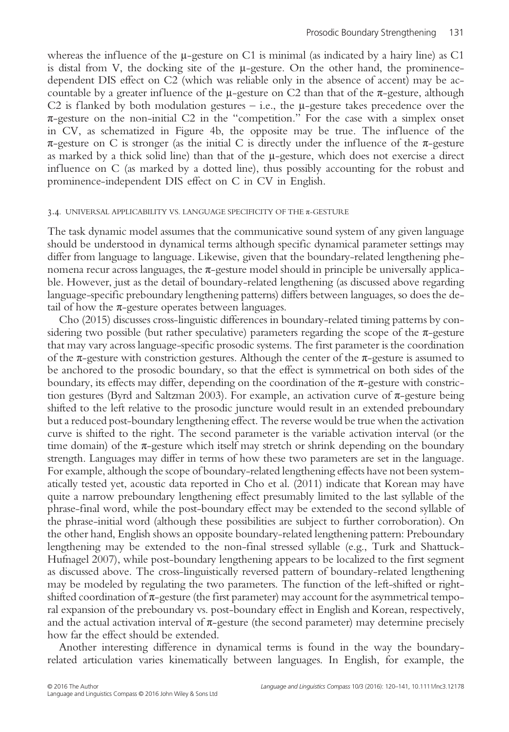whereas the influence of the μ-gesture on C1 is minimal (as indicated by a hairy line) as C1 is distal from V, the docking site of the μ-gesture. On the other hand, the prominence-dependent DIS effect on C2 (which was reliable only in the absence of accent) may be accountable by a greater influence of the μ-gesture on C2 than that of the π-gesture, although C2 is flanked by both modulation gestures – i.e., the μ-gesture takes precedence over the π-gesture on the non-initial C2 in the "competition." For the case with a simplex onset in CV, as schematized in Figure 4b, the opposite may be true. The influence of the π-gesture on C is stronger (as the initial C is directly under the influence of the π-gesture as marked by a thick solid line) than that of the μ-gesture, which does not exercise a direct influence on C (as marked by a dotted line), thus possibly accounting for the robust and prominence-independent DIS effect on C in CV in English.

### 3.4. UNIVERSAL APPLICABILITY VS. LANGUAGE SPECIFICITY OF THE π-GESTURE

The task dynamic model assumes that the communicative sound system of any given language should be understood in dynamical terms although specific dynamical parameter settings may differ from language to language. Likewise, given that the boundary-related lengthening phenomena recur across languages, the π-gesture model should in principle be universally applicable. However, just as the detail of boundary-related lengthening (as discussed above regarding language-specific preboundary lengthening patterns) differs between languages, so does the detail of how the π-gesture operates between languages.

Cho (2015) discusses cross-linguistic differences in boundary-related timing patterns by considering two possible (but rather speculative) parameters regarding the scope of the π-gesture that may vary across language-specific prosodic systems. The first parameter is the coordination of the π-gesture with constriction gestures. Although the center of the π-gesture is assumed to be anchored to the prosodic boundary, so that the effect is symmetrical on both sides of the boundary, its effects may differ, depending on the coordination of the π-gesture with constriction gestures (Byrd and Saltzman 2003). For example, an activation curve of π-gesture being shifted to the left relative to the prosodic juncture would result in an extended preboundary but a reduced post-boundary lengthening effect. The reverse would be true when the activation curve is shifted to the right. The second parameter is the variable activation interval (or the time domain) of the π-gesture which itself may stretch or shrink depending on the boundary strength. Languages may differ in terms of how these two parameters are set in the language. For example, although the scope of boundary-related lengthening effects have not been systematically tested yet, acoustic data reported in Cho et al. (2011) indicate that Korean may have quite a narrow preboundary lengthening effect presumably limited to the last syllable of the phrase-final word, while the post-boundary effect may be extended to the second syllable of the phrase-initial word (although these possibilities are subject to further corroboration). On the other hand, English shows an opposite boundary-related lengthening pattern: Preboundary lengthening may be extended to the non-final stressed syllable (e.g., Turk and Shattuck-Hufnagel 2007), while post-boundary lengthening appears to be localized to the first segment as discussed above. The cross-linguistically reversed pattern of boundary-related lengthening may be modeled by regulating the two parameters. The function of the left-shifted or right-shifted coordination of π-gesture (the first parameter) may account for the asymmetrical temporal expansion of the preboundary vs. post-boundary effect in English and Korean, respectively, and the actual activation interval of π-gesture (the second parameter) may determine precisely how far the effect should be extended.

Another interesting difference in dynamical terms is found in the way the boundary-related articulation varies kinematically between languages. In English, for example, the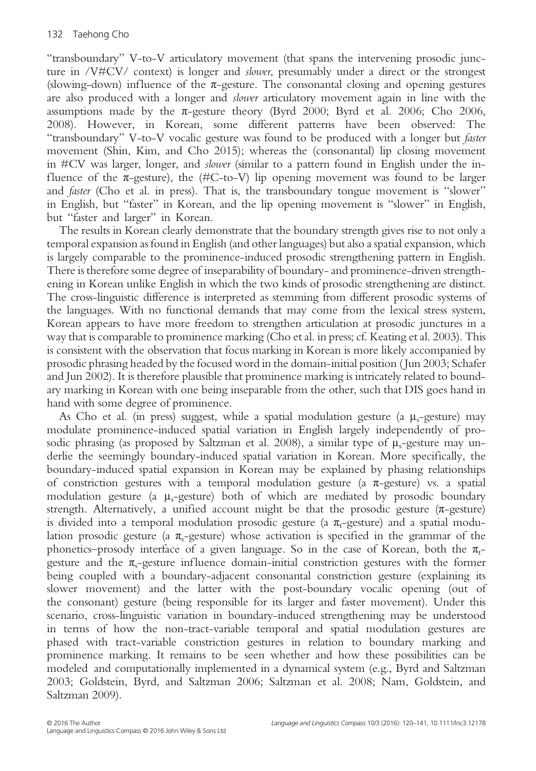"transboundary" V-to-V articulatory movement (that spans the intervening prosodic juncture in /V#CV/ context) is longer and *slower*, presumably under a direct or the strongest (slowing-down) influence of the π-gesture. The consonantal closing and opening gestures are also produced with a longer and *slower* articulatory movement again in line with the assumptions made by the π-gesture theory (Byrd 2000; Byrd et al. 2006; Cho 2006, 2008). However, in Korean, some different patterns have been observed: The "transboundary" V-to-V vocalic gesture was found to be produced with a longer but *faster* movement (Shin, Kim, and Cho 2015); whereas the (consonantal) lip closing movement in #CV was larger, longer, and *slower* (similar to a pattern found in English under the influence of the π-gesture), the (#C-to-V) lip opening movement was found to be larger and *faster* (Cho et al. in press). That is, the transboundary tongue movement is "slower" in English, but "faster" in Korean, and the lip opening movement is "slower" in English, but "faster and larger" in Korean.

The results in Korean clearly demonstrate that the boundary strength gives rise to not only a temporal expansion as found in English (and other languages) but also a spatial expansion, which is largely comparable to the prominence-induced prosodic strengthening pattern in English. There is therefore some degree of inseparability of boundary- and prominence-driven strengthening in Korean unlike English in which the two kinds of prosodic strengthening are distinct. The cross-linguistic difference is interpreted as stemming from different prosodic systems of the languages. With no functional demands that may come from the lexical stress system, Korean appears to have more freedom to strengthen articulation at prosodic junctures in a way that is comparable to prominence marking (Cho et al. in press; cf. Keating et al. 2003). This is consistent with the observation that focus marking in Korean is more likely accompanied by prosodic phrasing headed by the focused word in the domain-initial position (Jun 2003; Schafer and Jun 2002). It is therefore plausible that prominence marking is intricately related to boundary marking in Korean with one being inseparable from the other, such that DIS goes hand in hand with some degree of prominence.

As Cho et al. (in press) suggest, while a spatial modulation gesture (a $\mu_s$-gesture) may modulate prominence-induced spatial variation in English largely independently of prosodic phrasing (as proposed by Saltzman et al. 2008), a similar type of $\mu_s$-gesture may underlie the seemingly boundary-induced spatial variation in Korean. More specifically, the boundary-induced spatial expansion in Korean may be explained by phasing relationships of constriction gestures with a temporal modulation gesture (a π-gesture) vs. a spatial modulation gesture (a $\mu_s$-gesture) both of which are mediated by prosodic boundary strength. Alternatively, a unified account might be that the prosodic gesture (π-gesture) is divided into a temporal modulation prosodic gesture (a $\pi_t$-gesture) and a spatial modulation prosodic gesture (a $\pi_s$-gesture) whose activation is specified in the grammar of the phonetics–prosody interface of a given language. So in the case of Korean, both the $\pi_t$-gesture and the $\pi_s$-gesture influence domain-initial constriction gestures with the former being coupled with a boundary-adjacent consonantal constriction gesture (explaining its slower movement) and the latter with the post-boundary vocalic opening (out of the consonant) gesture (being responsible for its larger and faster movement). Under this scenario, cross-linguistic variation in boundary-induced strengthening may be understood in terms of how the non-tract-variable temporal and spatial modulation gestures are phased with tract-variable constriction gestures in relation to boundary marking and prominence marking. It remains to be seen whether and how these possibilities can be modeled and computationally implemented in a dynamical system (e.g., Byrd and Saltzman 2003; Goldstein, Byrd, and Saltzman 2006; Saltzman et al. 2008; Nam, Goldstein, and Saltzman 2009).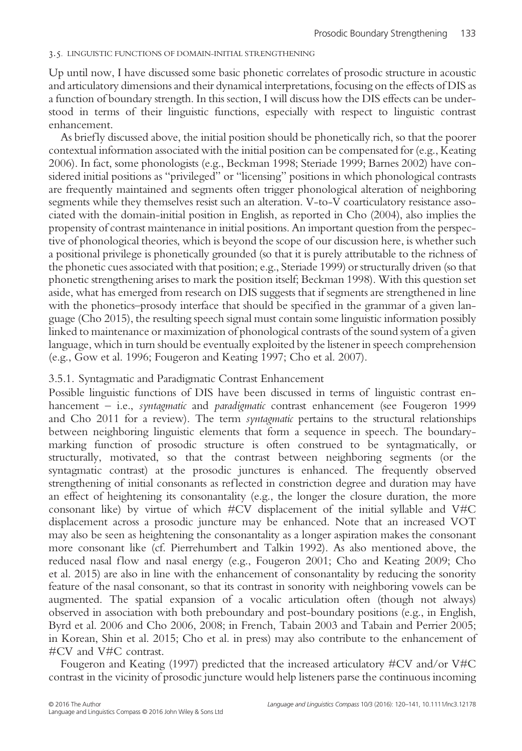### 3.5. LINGUISTIC FUNCTIONS OF DOMAIN-INITIAL STRENGTHENING

Up until now, I have discussed some basic phonetic correlates of prosodic structure in acoustic and articulatory dimensions and their dynamical interpretations, focusing on the effects of DIS as a function of boundary strength. In this section, I will discuss how the DIS effects can be understood in terms of their linguistic functions, especially with respect to linguistic contrast enhancement.

As briefly discussed above, the initial position should be phonetically rich, so that the poorer contextual information associated with the initial position can be compensated for (e.g., Keating 2006). In fact, some phonologists (e.g., Beckman 1998; Steriade 1999; Barnes 2002) have considered initial positions as "privileged" or "licensing" positions in which phonological contrasts are frequently maintained and segments often trigger phonological alteration of neighboring segments while they themselves resist such an alteration. V-to-V coarticulatory resistance associated with the domain-initial position in English, as reported in Cho (2004), also implies the propensity of contrast maintenance in initial positions. An important question from the perspective of phonological theories, which is beyond the scope of our discussion here, is whether such a positional privilege is phonetically grounded (so that it is purely attributable to the richness of the phonetic cues associated with that position; e.g., Steriade 1999) or structurally driven (so that phonetic strengthening arises to mark the position itself; Beckman 1998). With this question set aside, what has emerged from research on DIS suggests that if segments are strengthened in line with the phonetics–prosody interface that should be specified in the grammar of a given language (Cho 2015), the resulting speech signal must contain some linguistic information possibly linked to maintenance or maximization of phonological contrasts of the sound system of a given language, which in turn should be eventually exploited by the listener in speech comprehension (e.g., Gow et al. 1996; Fougeron and Keating 1997; Cho et al. 2007).

#### 3.5.1. Syntagmatic and Paradigmatic Contrast Enhancement

Possible linguistic functions of DIS have been discussed in terms of linguistic contrast enhancement – i.e., *syntagmatic* and *paradigmatic* contrast enhancement (see Fougeron 1999 and Cho 2011 for a review). The term *syntagmatic* pertains to the structural relationships between neighboring linguistic elements that form a sequence in speech. The boundary-marking function of prosodic structure is often construed to be syntagmatically, or structurally, motivated, so that the contrast between neighboring segments (or the syntagmatic contrast) at the prosodic junctures is enhanced. The frequently observed strengthening of initial consonants as reflected in constriction degree and duration may have an effect of heightening its consonantality (e.g., the longer the closure duration, the more consonant like) by virtue of which #CV displacement of the initial syllable and V#C displacement across a prosodic juncture may be enhanced. Note that an increased VOT may also be seen as heightening the consonantality as a longer aspiration makes the consonant more consonant like (cf. Pierrehumbert and Talkin 1992). As also mentioned above, the reduced nasal flow and nasal energy (e.g., Fougeron 2001; Cho and Keating 2009; Cho et al. 2015) are also in line with the enhancement of consonantality by reducing the sonority feature of the nasal consonant, so that its contrast in sonority with neighboring vowels can be augmented. The spatial expansion of a vocalic articulation often (though not always) observed in association with both preboundary and post-boundary positions (e.g., in English, Byrd et al. 2006 and Cho 2006, 2008; in French, Tabain 2003 and Tabain and Perrier 2005; in Korean, Shin et al. 2015; Cho et al. in press) may also contribute to the enhancement of #CV and V#C contrast.

Fougeron and Keating (1997) predicted that the increased articulatory #CV and/or V#C contrast in the vicinity of prosodic juncture would help listeners parse the continuous incoming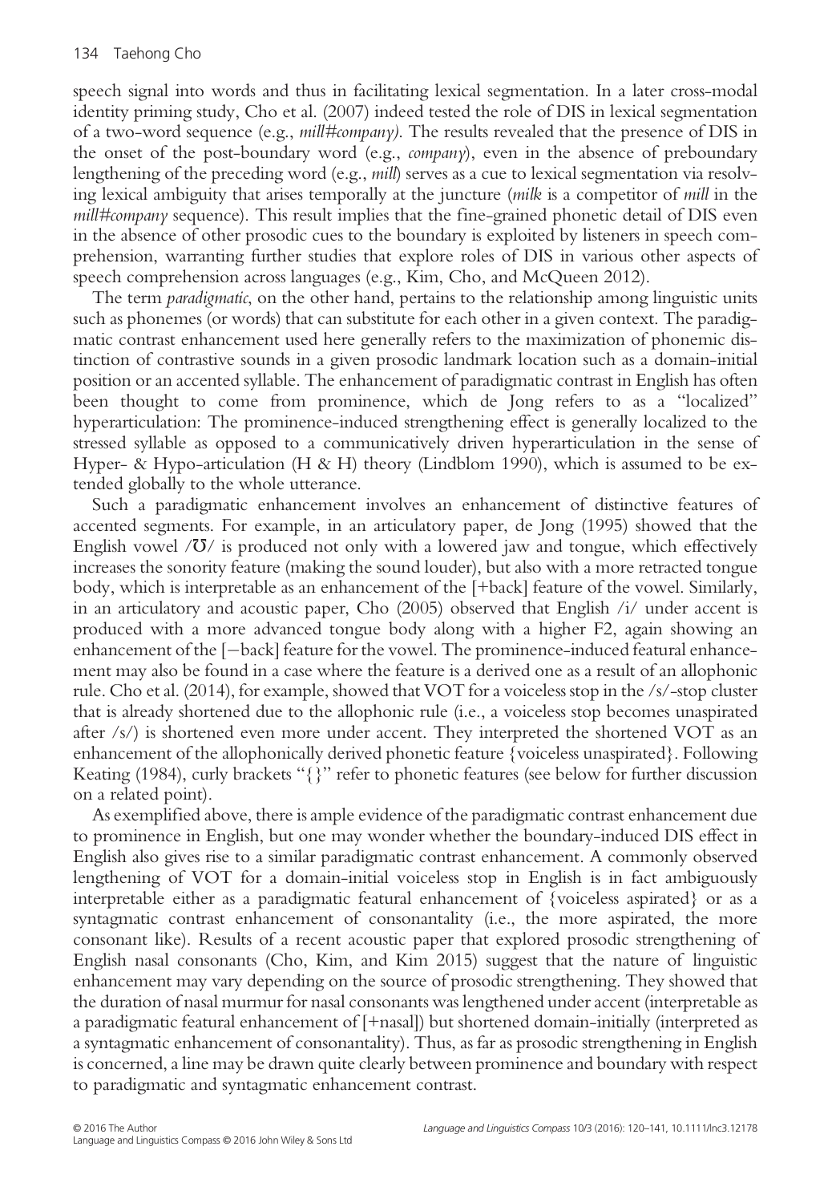speech signal into words and thus in facilitating lexical segmentation. In a later cross-modal identity priming study, Cho et al. (2007) indeed tested the role of DIS in lexical segmentation of a two-word sequence (e.g., *mill#company*). The results revealed that the presence of DIS in the onset of the post-boundary word (e.g., *company*), even in the absence of preboundary lengthening of the preceding word (e.g., *mill*) serves as a cue to lexical segmentation via resolving lexical ambiguity that arises temporally at the juncture (*milk* is a competitor of *mill* in the *mill#company* sequence). This result implies that the fine-grained phonetic detail of DIS even in the absence of other prosodic cues to the boundary is exploited by listeners in speech comprehension, warranting further studies that explore roles of DIS in various other aspects of speech comprehension across languages (e.g., Kim, Cho, and McQueen 2012).

The term *paradigmatic*, on the other hand, pertains to the relationship among linguistic units such as phonemes (or words) that can substitute for each other in a given context. The paradigmatic contrast enhancement used here generally refers to the maximization of phonemic distinction of contrastive sounds in a given prosodic landmark location such as a domain-initial position or an accented syllable. The enhancement of paradigmatic contrast in English has often been thought to come from prominence, which de Jong refers to as a "localized" hyperarticulation: The prominence-induced strengthening effect is generally localized to the stressed syllable as opposed to a communicatively driven hyperarticulation in the sense of Hyper- & Hypo-articulation (H & H) theory (Lindblom 1990), which is assumed to be extended globally to the whole utterance.

Such a paradigmatic enhancement involves an enhancement of distinctive features of accented segments. For example, in an articulatory paper, de Jong (1995) showed that the English vowel /ʊ/ is produced not only with a lowered jaw and tongue, which effectively increases the sonority feature (making the sound louder), but also with a more retracted tongue body, which is interpretable as an enhancement of the [+back] feature of the vowel. Similarly, in an articulatory and acoustic paper, Cho (2005) observed that English /i/ under accent is produced with a more advanced tongue body along with a higher F2, again showing an enhancement of the [−back] feature for the vowel. The prominence-induced featural enhancement may also be found in a case where the feature is a derived one as a result of an allophonic rule. Cho et al. (2014), for example, showed that VOT for a voiceless stop in the /s/-stop cluster that is already shortened due to the allophonic rule (i.e., a voiceless stop becomes unaspirated after /s/) is shortened even more under accent. They interpreted the shortened VOT as an enhancement of the allophonically derived phonetic feature {voiceless unaspirated}. Following Keating (1984), curly brackets "{}" refer to phonetic features (see below for further discussion on a related point).

As exemplified above, there is ample evidence of the paradigmatic contrast enhancement due to prominence in English, but one may wonder whether the boundary-induced DIS effect in English also gives rise to a similar paradigmatic contrast enhancement. A commonly observed lengthening of VOT for a domain-initial voiceless stop in English is in fact ambiguously interpretable either as a paradigmatic featural enhancement of {voiceless aspirated} or as a syntagmatic contrast enhancement of consonantality (i.e., the more aspirated, the more consonant like). Results of a recent acoustic paper that explored prosodic strengthening of English nasal consonants (Cho, Kim, and Kim 2015) suggest that the nature of linguistic enhancement may vary depending on the source of prosodic strengthening. They showed that the duration of nasal murmur for nasal consonants was lengthened under accent (interpretable as a paradigmatic featural enhancement of [+nasal]) but shortened domain-initially (interpreted as a syntagmatic enhancement of consonantality). Thus, as far as prosodic strengthening in English is concerned, a line may be drawn quite clearly between prominence and boundary with respect to paradigmatic and syntagmatic enhancement contrast.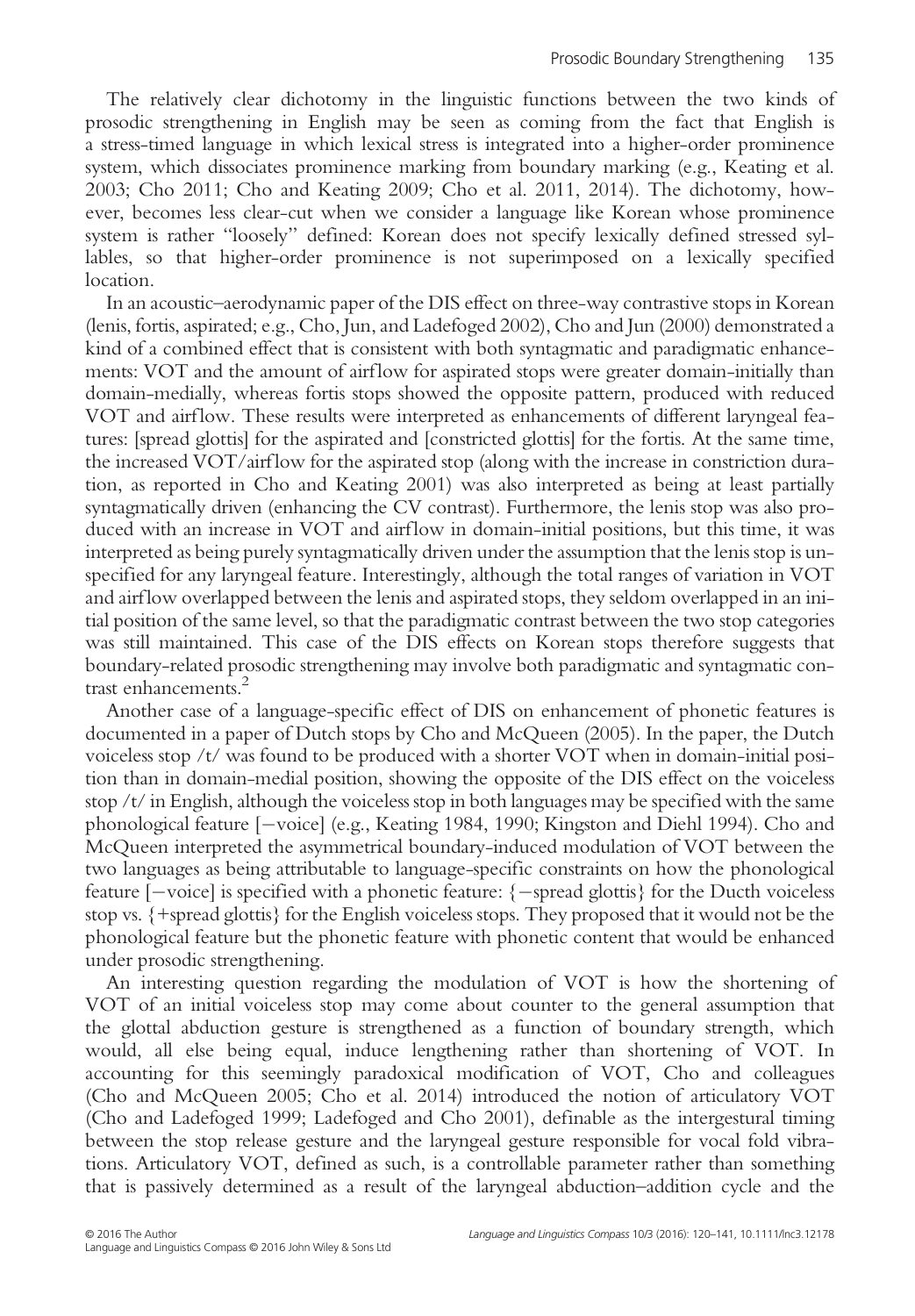The relatively clear dichotomy in the linguistic functions between the two kinds of prosodic strengthening in English may be seen as coming from the fact that English is a stress-timed language in which lexical stress is integrated into a higher-order prominence system, which dissociates prominence marking from boundary marking (e.g., Keating et al. 2003; Cho 2011; Cho and Keating 2009; Cho et al. 2011, 2014). The dichotomy, however, becomes less clear-cut when we consider a language like Korean whose prominence system is rather "loosely" defined: Korean does not specify lexically defined stressed syllables, so that higher-order prominence is not superimposed on a lexically specified location.

In an acoustic–aerodynamic paper of the DIS effect on three-way contrastive stops in Korean (lenis, fortis, aspirated; e.g., Cho, Jun, and Ladefoged 2002), Cho and Jun (2000) demonstrated a kind of a combined effect that is consistent with both syntagmatic and paradigmatic enhancements: VOT and the amount of airflow for aspirated stops were greater domain-initially than domain-medially, whereas fortis stops showed the opposite pattern, produced with reduced VOT and airflow. These results were interpreted as enhancements of different laryngeal features: [spread glottis] for the aspirated and [constricted glottis] for the fortis. At the same time, the increased VOT/airflow for the aspirated stop (along with the increase in constriction duration, as reported in Cho and Keating 2001) was also interpreted as being at least partially syntagmatically driven (enhancing the CV contrast). Furthermore, the lenis stop was also produced with an increase in VOT and airflow in domain-initial positions, but this time, it was interpreted as being purely syntagmatically driven under the assumption that the lenis stop is unspecified for any laryngeal feature. Interestingly, although the total ranges of variation in VOT and airflow overlapped between the lenis and aspirated stops, they seldom overlapped in an initial position of the same level, so that the paradigmatic contrast between the two stop categories was still maintained. This case of the DIS effects on Korean stops therefore suggests that boundary-related prosodic strengthening may involve both paradigmatic and syntagmatic contrast enhancements.[2]

Another case of a language-specific effect of DIS on enhancement of phonetic features is documented in a paper of Dutch stops by Cho and McQueen (2005). In the paper, the Dutch voiceless stop /t/ was found to be produced with a shorter VOT when in domain-initial position than in domain-medial position, showing the opposite of the DIS effect on the voiceless stop /t/ in English, although the voiceless stop in both languages may be specified with the same phonological feature [−voice] (e.g., Keating 1984, 1990; Kingston and Diehl 1994). Cho and McQueen interpreted the asymmetrical boundary-induced modulation of VOT between the two languages as being attributable to language-specific constraints on how the phonological feature [−voice] is specified with a phonetic feature: {−spread glottis} for the Ducth voiceless stop vs. {+spread glottis} for the English voiceless stops. They proposed that it would not be the phonological feature but the phonetic feature with phonetic content that would be enhanced under prosodic strengthening.

An interesting question regarding the modulation of VOT is how the shortening of VOT of an initial voiceless stop may come about counter to the general assumption that the glottal abduction gesture is strengthened as a function of boundary strength, which would, all else being equal, induce lengthening rather than shortening of VOT. In accounting for this seemingly paradoxical modification of VOT, Cho and colleagues (Cho and McQueen 2005; Cho et al. 2014) introduced the notion of articulatory VOT (Cho and Ladefoged 1999; Ladefoged and Cho 2001), definable as the intergestural timing between the stop release gesture and the laryngeal gesture responsible for vocal fold vibrations. Articulatory VOT, defined as such, is a controllable parameter rather than something that is passively determined as a result of the laryngeal abduction–addition cycle and the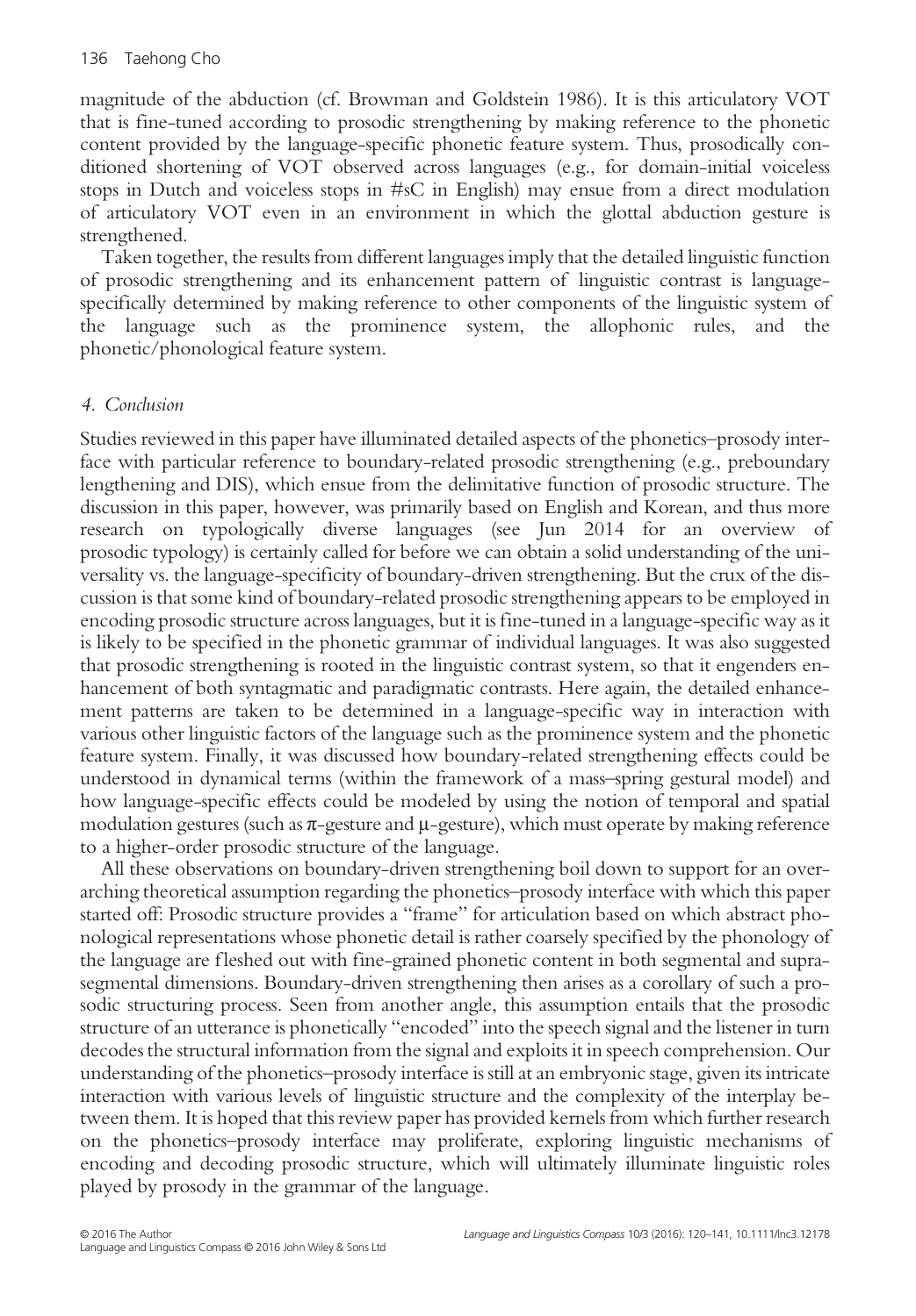magnitude of the abduction (cf. Browman and Goldstein 1986). It is this articulatory VOT that is fine-tuned according to prosodic strengthening by making reference to the phonetic content provided by the language-specific phonetic feature system. Thus, prosodically conditioned shortening of VOT observed across languages (e.g., for domain-initial voiceless stops in Dutch and voiceless stops in #sC in English) may ensue from a direct modulation of articulatory VOT even in an environment in which the glottal abduction gesture is strengthened.

Taken together, the results from different languages imply that the detailed linguistic function of prosodic strengthening and its enhancement pattern of linguistic contrast is language-specifically determined by making reference to other components of the linguistic system of the language such as the prominence system, the allophonic rules, and the phonetic/phonological feature system.

## 4. Conclusion

Studies reviewed in this paper have illuminated detailed aspects of the phonetics–prosody interface with particular reference to boundary-related prosodic strengthening (e.g., preboundary lengthening and DIS), which ensue from the delimitative function of prosodic structure. The discussion in this paper, however, was primarily based on English and Korean, and thus more research on typologically diverse languages (see Jun 2014 for an overview of prosodic typology) is certainly called for before we can obtain a solid understanding of the universality vs. the language-specificity of boundary-driven strengthening. But the crux of the discussion is that some kind of boundary-related prosodic strengthening appears to be employed in encoding prosodic structure across languages, but it is fine-tuned in a language-specific way as it is likely to be specified in the phonetic grammar of individual languages. It was also suggested that prosodic strengthening is rooted in the linguistic contrast system, so that it engenders enhancement of both syntagmatic and paradigmatic contrasts. Here again, the detailed enhancement patterns are taken to be determined in a language-specific way in interaction with various other linguistic factors of the language such as the prominence system and the phonetic feature system. Finally, it was discussed how boundary-related strengthening effects could be understood in dynamical terms (within the framework of a mass–spring gestural model) and how language-specific effects could be modeled by using the notion of temporal and spatial modulation gestures (such as π-gesture and μ-gesture), which must operate by making reference to a higher-order prosodic structure of the language.

All these observations on boundary-driven strengthening boil down to support for an overarching theoretical assumption regarding the phonetics–prosody interface with which this paper started off: Prosodic structure provides a "frame" for articulation based on which abstract phonological representations whose phonetic detail is rather coarsely specified by the phonology of the language are fleshed out with fine-grained phonetic content in both segmental and suprasegmental dimensions. Boundary-driven strengthening then arises as a corollary of such a prosodic structuring process. Seen from another angle, this assumption entails that the prosodic structure of an utterance is phonetically "encoded" into the speech signal and the listener in turn decodes the structural information from the signal and exploits it in speech comprehension. Our understanding of the phonetics–prosody interface is still at an embryonic stage, given its intricate interaction with various levels of linguistic structure and the complexity of the interplay between them. It is hoped that this review paper has provided kernels from which further research on the phonetics–prosody interface may proliferate, exploring linguistic mechanisms of encoding and decoding prosodic structure, which will ultimately illuminate linguistic roles played by prosody in the grammar of the language.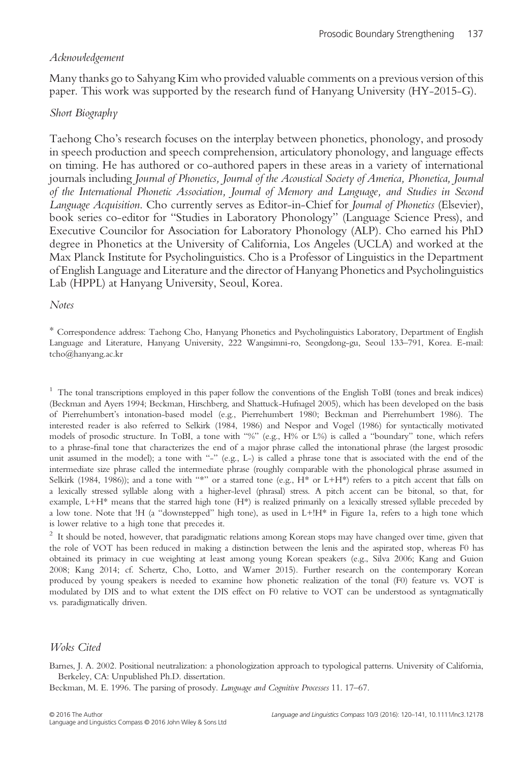### *Acknowledgement*

Many thanks go to Sahyang Kim who provided valuable comments on a previous version of this paper. This work was supported by the research fund of Hanyang University (HY-2015-G).

### *Short Biography*

Taehong Cho's research focuses on the interplay between phonetics, phonology, and prosody in speech production and speech comprehension, articulatory phonology, and language effects on timing. He has authored or co-authored papers in these areas in a variety of international journals including *Journal of Phonetics, Journal of the Acoustical Society of America, Phonetica, Journal of the International Phonetic Association, Journal of Memory and Language, and Studies in Second Language Acquisition*. Cho currently serves as Editor-in-Chief for *Journal of Phonetics* (Elsevier), book series co-editor for "Studies in Laboratory Phonology" (Language Science Press), and Executive Councilor for Association for Laboratory Phonology (ALP). Cho earned his PhD degree in Phonetics at the University of California, Los Angeles (UCLA) and worked at the Max Planck Institute for Psycholinguistics. Cho is a Professor of Linguistics in the Department of English Language and Literature and the director of Hanyang Phonetics and Psycholinguistics Lab (HPPL) at Hanyang University, Seoul, Korea.

### *Notes*

\* Correspondence address: Taehong Cho, Hanyang Phonetics and Psycholinguistics Laboratory, Department of English Language and Literature, Hanyang University, 222 Wangsimni-ro, Seongdong-gu, Seoul 133–791, Korea. E-mail: tcho@hanyang.ac.kr

[1] The tonal transcriptions employed in this paper follow the conventions of the English ToBI (tones and break indices) (Beckman and Ayers 1994; Beckman, Hirschberg, and Shattuck-Hufnagel 2005), which has been developed on the basis of Pierrehumbert's intonation-based model (e.g., Pierrehumbert 1980; Beckman and Pierrehumbert 1986). The interested reader is also referred to Selkirk (1984, 1986) and Nespor and Vogel (1986) for syntactically motivated models of prosodic structure. In ToBI, a tone with "%" (e.g., H% or L%) is called a "boundary" tone, which refers to a phrase-final tone that characterizes the end of a major phrase called the intonational phrase (the largest prosodic unit assumed in the model); a tone with "-" (e.g., L-) is called a phrase tone that is associated with the end of the intermediate size phrase called the intermediate phrase (roughly comparable with the phonological phrase assumed in Selkirk (1984, 1986)); and a tone with "*" or a starred tone (e.g., H* or L+H*) refers to a pitch accent that falls on a lexically stressed syllable along with a higher-level (phrasal) stress. A pitch accent can be bitonal, so that, for example, L+H* means that the starred high tone (H*) is realized primarily on a lexically stressed syllable preceded by a low tone. Note that !H (a "downstepped" high tone), as used in L+!H* in Figure 1a, refers to a high tone which is lower relative to a high tone that precedes it.

[2] It should be noted, however, that paradigmatic relations among Korean stops may have changed over time, given that the role of VOT has been reduced in making a distinction between the lenis and the aspirated stop, whereas F0 has obtained its primacy in cue weighting at least among young Korean speakers (e.g., Silva 2006; Kang and Guion 2008; Kang 2014; cf. Schertz, Cho, Lotto, and Warner 2015). Further research on the contemporary Korean produced by young speakers is needed to examine how phonetic realization of the tonal (F0) feature vs. VOT is modulated by DIS and to what extent the DIS effect on F0 relative to VOT can be understood as syntagmatically vs. paradigmatically driven.

## *Woks Cited*

Barnes, J. A. 2002. Positional neutralization: a phonologization approach to typological patterns. University of California, Berkeley, CA: Unpublished Ph.D. dissertation.

Beckman, M. E. 1996. The parsing of prosody. *Language and Cognitive Processes* 11. 17–67.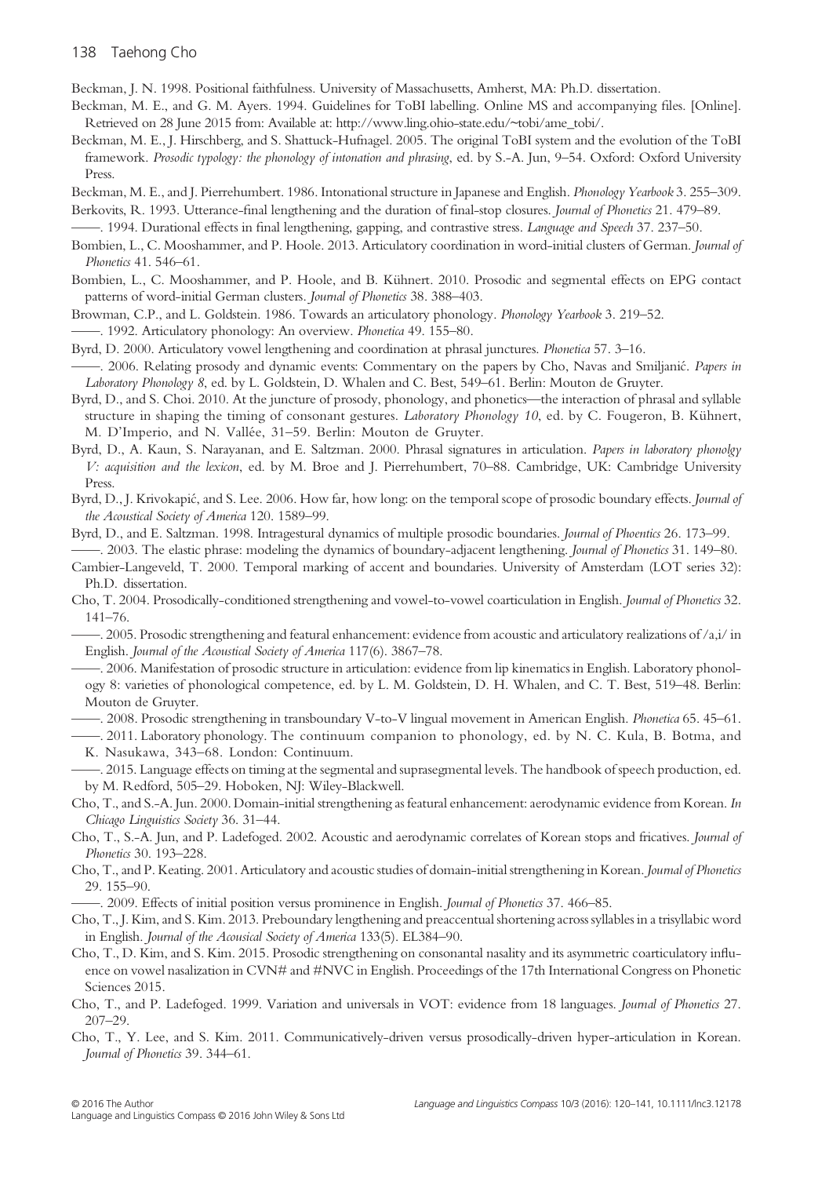Beckman, J. N. 1998. Positional faithfulness. University of Massachusetts, Amherst, MA: Ph.D. dissertation.

Beckman, M. E., and G. M. Ayers. 1994. Guidelines for ToBI labelling. Online MS and accompanying files. [Online]. Retrieved on 28 June 2015 from: Available at: http://www.ling.ohio-state.edu/~tobi/ame_tobi/.

Beckman, M. E., J. Hirschberg, and S. Shattuck-Hufnagel. 2005. The original ToBI system and the evolution of the ToBI framework. *Prosodic typology: the phonology of intonation and phrasing*, ed. by S.-A. Jun, 9–54. Oxford: Oxford University Press.

Beckman, M. E., and J. Pierrehumbert. 1986. Intonational structure in Japanese and English. *Phonology Yearbook* 3. 255–309.

Berkovits, R. 1993. Utterance-final lengthening and the duration of final-stop closures. *Journal of Phonetics* 21. 479–89.

——. 1994. Durational effects in final lengthening, gapping, and contrastive stress. *Language and Speech* 37. 237–50.

Bombien, L., C. Mooshammer, and P. Hoole. 2013. Articulatory coordination in word-initial clusters of German. *Journal of Phonetics* 41. 546–61.

Bombien, L., C. Mooshammer, and P. Hoole, and B. Kühnert. 2010. Prosodic and segmental effects on EPG contact patterns of word-initial German clusters. *Journal of Phonetics* 38. 388–403.

Browman, C.P., and L. Goldstein. 1986. Towards an articulatory phonology. *Phonology Yearbook* 3. 219–52.

——. 1992. Articulatory phonology: An overview. *Phonetica* 49. 155–80.

Byrd, D. 2000. Articulatory vowel lengthening and coordination at phrasal junctures. *Phonetica* 57. 3–16.

——. 2006. Relating prosody and dynamic events: Commentary on the papers by Cho, Navas and Smiljanić. *Papers in Laboratory Phonology 8*, ed. by L. Goldstein, D. Whalen and C. Best, 549–61. Berlin: Mouton de Gruyter.

Byrd, D., and S. Choi. 2010. At the juncture of prosody, phonology, and phonetics—the interaction of phrasal and syllable structure in shaping the timing of consonant gestures. *Laboratory Phonology 10*, ed. by C. Fougeron, B. Kühnert, M. D'Imperio, and N. Vallée, 31–59. Berlin: Mouton de Gruyter.

Byrd, D., A. Kaun, S. Narayanan, and E. Saltzman. 2000. Phrasal signatures in articulation. *Papers in laboratory phonolgy V: acquisition and the lexicon*, ed. by M. Broe and J. Pierrehumbert, 70–88. Cambridge, UK: Cambridge University Press.

Byrd, D., J. Krivokapić, and S. Lee. 2006. How far, how long: on the temporal scope of prosodic boundary effects. *Journal of the Acoustical Society of America* 120. 1589–99.

Byrd, D., and E. Saltzman. 1998. Intragestural dynamics of multiple prosodic boundaries. *Journal of Phoentics* 26. 173–99.

——. 2003. The elastic phrase: modeling the dynamics of boundary-adjacent lengthening. *Journal of Phonetics* 31. 149–80.

Cambier-Langeveld, T. 2000. Temporal marking of accent and boundaries. University of Amsterdam (LOT series 32): Ph.D. dissertation.

Cho, T. 2004. Prosodically-conditioned strengthening and vowel-to-vowel coarticulation in English. *Journal of Phonetics* 32. 141–76.

——. 2005. Prosodic strengthening and featural enhancement: evidence from acoustic and articulatory realizations of /a,i/ in English. *Journal of the Acoustical Society of America* 117(6). 3867–78.

——. 2006. Manifestation of prosodic structure in articulation: evidence from lip kinematics in English. Laboratory phonology 8: varieties of phonological competence, ed. by L. M. Goldstein, D. H. Whalen, and C. T. Best, 519–48. Berlin: Mouton de Gruyter.

——. 2008. Prosodic strengthening in transboundary V-to-V lingual movement in American English. *Phonetica* 65. 45–61.

——. 2011. Laboratory phonology. The continuum companion to phonology, ed. by N. C. Kula, B. Botma, and K. Nasukawa, 343–68. London: Continuum.

——. 2015. Language effects on timing at the segmental and suprasegmental levels. The handbook of speech production, ed. by M. Redford, 505–29. Hoboken, NJ: Wiley-Blackwell.

Cho, T., and S.-A. Jun. 2000. Domain-initial strengthening as featural enhancement: aerodynamic evidence from Korean. *In Chicago Linguistics Society* 36. 31–44.

Cho, T., S.-A. Jun, and P. Ladefoged. 2002. Acoustic and aerodynamic correlates of Korean stops and fricatives. *Journal of Phonetics* 30. 193–228.

Cho, T., and P. Keating. 2001. Articulatory and acoustic studies of domain-initial strengthening in Korean. *Journal of Phonetics* 29. 155–90.

——. 2009. Effects of initial position versus prominence in English. *Journal of Phonetics* 37. 466–85.

Cho, T., J. Kim, and S. Kim. 2013. Preboundary lengthening and preaccentual shortening across syllables in a trisyllabic word in English. *Journal of the Acousical Society of America* 133(5). EL384–90.

Cho, T., D. Kim, and S. Kim. 2015. Prosodic strengthening on consonantal nasality and its asymmetric coarticulatory influence on vowel nasalization in CVN# and #NVC in English. Proceedings of the 17th International Congress on Phonetic Sciences 2015.

Cho, T., and P. Ladefoged. 1999. Variation and universals in VOT: evidence from 18 languages. *Journal of Phonetics* 27. 207–29.

Cho, T., Y. Lee, and S. Kim. 2011. Communicatively-driven versus prosodically-driven hyper-articulation in Korean. *Journal of Phonetics* 39. 344–61.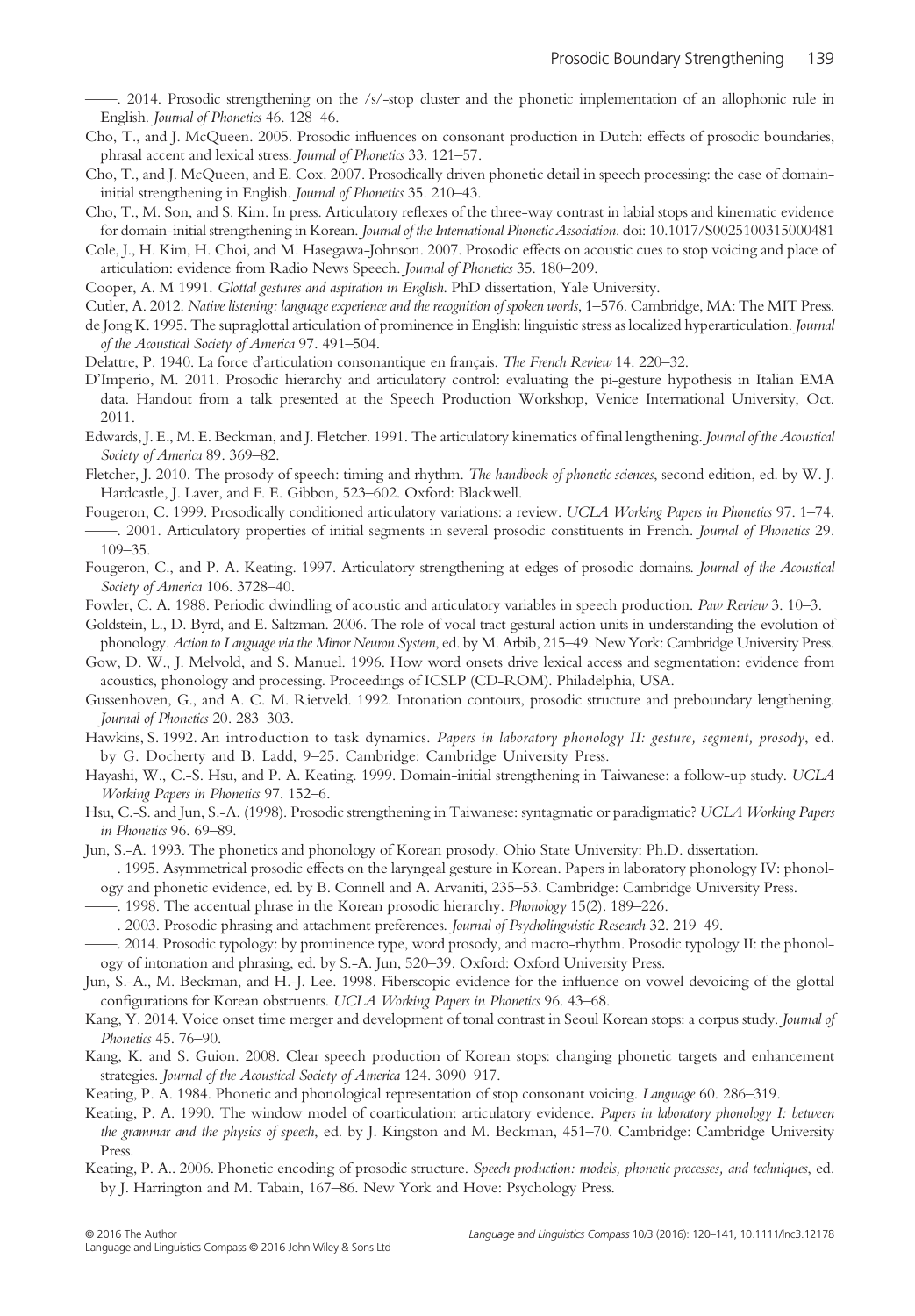——. 2014. Prosodic strengthening on the /s/-stop cluster and the phonetic implementation of an allophonic rule in English. *Journal of Phonetics* 46. 128–46.

Cho, T., and J. McQueen. 2005. Prosodic influences on consonant production in Dutch: effects of prosodic boundaries, phrasal accent and lexical stress. *Journal of Phonetics* 33. 121–57.

Cho, T., and J. McQueen, and E. Cox. 2007. Prosodically driven phonetic detail in speech processing: the case of domain-initial strengthening in English. *Journal of Phonetics* 35. 210–43.

Cho, T., M. Son, and S. Kim. In press. Articulatory reflexes of the three-way contrast in labial stops and kinematic evidence for domain-initial strengthening in Korean. *Journal of the International Phonetic Association*. doi: 10.1017/S0025100315000481

Cole, J., H. Kim, H. Choi, and M. Hasegawa-Johnson. 2007. Prosodic effects on acoustic cues to stop voicing and place of articulation: evidence from Radio News Speech. *Journal of Phonetics* 35. 180–209.

Cooper, A. M 1991. *Glottal gestures and aspiration in English*. PhD dissertation, Yale University.

Cutler, A. 2012. *Native listening: language experience and the recognition of spoken words*, 1–576. Cambridge, MA: The MIT Press.

de Jong K. 1995. The supraglottal articulation of prominence in English: linguistic stress as localized hyperarticulation. *Journal of the Acoustical Society of America* 97. 491–504.

Delattre, P. 1940. La force d'articulation consonantique en français. *The French Review* 14. 220–32.

D'Imperio, M. 2011. Prosodic hierarchy and articulatory control: evaluating the pi-gesture hypothesis in Italian EMA data. Handout from a talk presented at the Speech Production Workshop, Venice International University, Oct. 2011.

Edwards, J. E., M. E. Beckman, and J. Fletcher. 1991. The articulatory kinematics of final lengthening. *Journal of the Acoustical Society of America* 89. 369–82.

Fletcher, J. 2010. The prosody of speech: timing and rhythm. *The handbook of phonetic sciences*, second edition, ed. by W. J. Hardcastle, J. Laver, and F. E. Gibbon, 523–602. Oxford: Blackwell.

Fougeron, C. 1999. Prosodically conditioned articulatory variations: a review. *UCLA Working Papers in Phonetics* 97. 1–74.

——. 2001. Articulatory properties of initial segments in several prosodic constituents in French. *Journal of Phonetics* 29. 109–35.

Fougeron, C., and P. A. Keating. 1997. Articulatory strengthening at edges of prosodic domains. *Journal of the Acoustical Society of America* 106. 3728–40.

Fowler, C. A. 1988. Periodic dwindling of acoustic and articulatory variables in speech production. *Paw Review* 3. 10–3.

Goldstein, L., D. Byrd, and E. Saltzman. 2006. The role of vocal tract gestural action units in understanding the evolution of phonology. *Action to Language via the Mirror Neuron System*, ed. by M. Arbib, 215–49. New York: Cambridge University Press.

Gow, D. W., J. Melvold, and S. Manuel. 1996. How word onsets drive lexical access and segmentation: evidence from acoustics, phonology and processing. Proceedings of ICSLP (CD-ROM). Philadelphia, USA.

Gussenhoven, G., and A. C. M. Rietveld. 1992. Intonation contours, prosodic structure and preboundary lengthening. *Journal of Phonetics* 20. 283–303.

Hawkins, S. 1992. An introduction to task dynamics. *Papers in laboratory phonology II: gesture, segment, prosody*, ed. by G. Docherty and B. Ladd, 9–25. Cambridge: Cambridge University Press.

Hayashi, W., C.-S. Hsu, and P. A. Keating. 1999. Domain-initial strengthening in Taiwanese: a follow-up study. *UCLA Working Papers in Phonetics* 97. 152–6.

Hsu, C.-S. and Jun, S.-A. (1998). Prosodic strengthening in Taiwanese: syntagmatic or paradigmatic? *UCLA Working Papers in Phonetics* 96. 69–89.

Jun, S.-A. 1993. The phonetics and phonology of Korean prosody. Ohio State University: Ph.D. dissertation.

——. 1995. Asymmetrical prosodic effects on the laryngeal gesture in Korean. Papers in laboratory phonology IV: phonology and phonetic evidence, ed. by B. Connell and A. Arvaniti, 235–53. Cambridge: Cambridge University Press.

——. 1998. The accentual phrase in the Korean prosodic hierarchy. *Phonology* 15(2). 189–226.

——. 2003. Prosodic phrasing and attachment preferences. *Journal of Psycholinguistic Research* 32. 219–49.

——. 2014. Prosodic typology: by prominence type, word prosody, and macro-rhythm. Prosodic typology II: the phonology of intonation and phrasing, ed. by S.-A. Jun, 520–39. Oxford: Oxford University Press.

Jun, S.-A., M. Beckman, and H.-J. Lee. 1998. Fiberscopic evidence for the influence on vowel devoicing of the glottal configurations for Korean obstruents. *UCLA Working Papers in Phonetics* 96. 43–68.

Kang, Y. 2014. Voice onset time merger and development of tonal contrast in Seoul Korean stops: a corpus study. *Journal of Phonetics* 45. 76–90.

Kang, K. and S. Guion. 2008. Clear speech production of Korean stops: changing phonetic targets and enhancement strategies. *Journal of the Acoustical Society of America* 124. 3090–917.

Keating, P. A. 1984. Phonetic and phonological representation of stop consonant voicing. *Language* 60. 286–319.

Keating, P. A. 1990. The window model of coarticulation: articulatory evidence. *Papers in laboratory phonology I: between the grammar and the physics of speech*, ed. by J. Kingston and M. Beckman, 451–70. Cambridge: Cambridge University Press.

Keating, P. A.. 2006. Phonetic encoding of prosodic structure. *Speech production: models, phonetic processes, and techniques*, ed. by J. Harrington and M. Tabain, 167–86. New York and Hove: Psychology Press.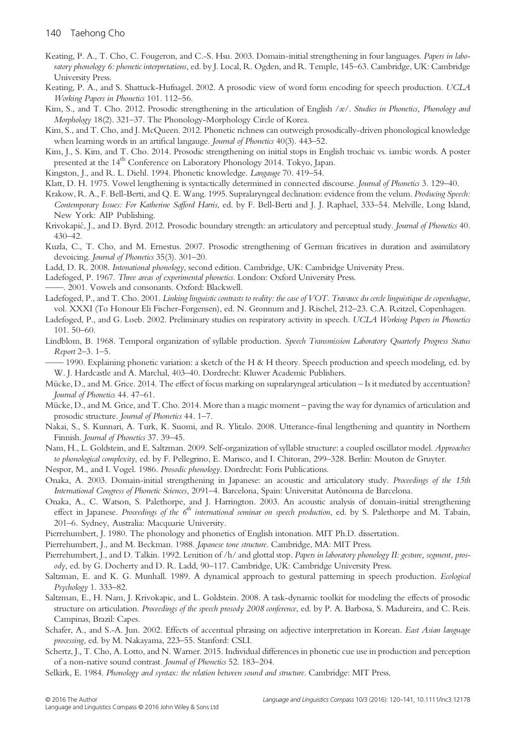Keating, P. A., T. Cho, C. Fougeron, and C.-S. Hsu. 2003. Domain-initial strengthening in four languages. *Papers in laboratory phonology 6: phonetic interpretations*, ed. by J. Local, R. Ogden, and R. Temple, 145–63. Cambridge, UK: Cambridge University Press.

Keating, P. A., and S. Shattuck-Hufnagel. 2002. A prosodic view of word form encoding for speech production. *UCLA Working Papers in Phonetics* 101. 112–56.

Kim, S., and T. Cho. 2012. Prosodic strengthening in the articulation of English /æ/. *Studies in Phonetics, Phonology and Morphology* 18(2). 321–37. The Phonology-Morphology Circle of Korea.

Kim, S., and T. Cho, and J. McQueen. 2012. Phonetic richness can outweigh prosodically-driven phonological knowledge when learning words in an artifical langauge. *Journal of Phonetics* 40(3). 443–52.

Kim, J., S. Kim, and T. Cho. 2014. Prosodic strengthening on initial stops in English trochaic vs. iambic words. A poster presented at the 14th Conference on Laboratory Phonology 2014. Tokyo, Japan.

Kingston, J., and R. L. Diehl. 1994. Phonetic knowledge. *Langauge* 70. 419–54.

Klatt, D. H. 1975. Vowel lengthening is syntactically determined in connected discourse. *Journal of Phonetics* 3. 129–40.

Krakow, R. A., F. Bell-Berti, and Q. E. Wang. 1995. Supralaryngeal declination: evidence from the velum. *Producing Speech: Contemporary Issues: For Katherine Safford Harris*, ed. by F. Bell-Berti and J. J. Raphael, 333–54. Melville, Long Island, New York: AIP Publishing.

Krivokapić, J., and D. Byrd. 2012. Prosodic boundary strength: an articulatory and perceptual study. *Journal of Phonetics* 40. 430–42.

Kuzla, C., T. Cho, and M. Ernestus. 2007. Prosodic strengthening of German fricatives in duration and assimilatory devoicing. *Journal of Phonetics* 35(3). 301–20.

Ladd, D. R. 2008. *Intonational phonology*, second edition. Cambridge, UK: Cambridge University Press.

Ladefoged, P. 1967. *Three areas of experimental phonetics*. London: Oxford University Press.

——. 2001. Vowels and consonants. Oxford: Blackwell.

Ladefoged, P., and T. Cho. 2001. *Linking linguistic contrasts to reality: the case of VOT. Travaux du cercle linguistique de copenhague*, vol. XXXI (To Honour Eli Fischer-Forgensen), ed. N. Gronnum and J. Rischel, 212–23. C.A. Reitzel, Copenhagen.

Ladefoged, P., and G. Loeb. 2002. Preliminary studies on respiratory activity in speech. *UCLA Working Papers in Phonetics* 101. 50–60.

Lindblom, B. 1968. Temporal organization of syllable production. *Speech Transmission Laboratory Quarterly Progress Status Report* 2–3. 1–5.

—— 1990. Explaining phonetic variation: a sketch of the H & H theory. Speech production and speech modeling, ed. by W. J. Hardcastle and A. Marchal, 403–40. Dordrecht: Kluwer Academic Publishers.

Mücke, D., and M. Grice. 2014. The effect of focus marking on supralaryngeal articulation – Is it mediated by accentuation? *Journal of Phonetics* 44. 47–61.

Mücke, D., and M. Grice, and T. Cho. 2014. More than a magic moment – paving the way for dynamics of articulation and prosodic structure. *Journal of Phonetics* 44. 1–7.

Nakai, S., S. Kunnari, A. Turk, K. Suomi, and R. Ylitalo. 2008. Utterance-final lengthening and quantity in Northern Finnish. *Journal of Phonetics* 37. 39–45.

Nam, H., L. Goldstein, and E. Saltzman. 2009. Self-organization of syllable structure: a coupled oscillator model. *Approaches to phonological complexity*, ed. by F. Pellegrino, E. Marisco, and I. Chitoran, 299–328. Berlin: Mouton de Gruyter.

Nespor, M., and I. Vogel. 1986. *Prosodic phonology*. Dordrecht: Foris Publications.

Onaka, A. 2003. Domain-initial strengthening in Japanese: an acoustic and articulatory study. *Proceedings of the 15th International Congress of Phonetic Sciences*, 2091–4. Barcelona, Spain: Universitat Autònoma de Barcelona.

Onaka, A., C. Watson, S. Palethorpe, and J. Harrington. 2003. An acoustic analysis of domain-initial strengthening effect in Japanese. *Proceedings of the 6th international seminar on speech production*, ed. by S. Palethorpe and M. Tabain, 201–6. Sydney, Australia: Macquarie University.

Pierrehumbert, J. 1980. The phonology and phonetics of English intonation. MIT Ph.D. dissertation.

Pierrehumbert, J., and M. Beckman. 1988. *Japanese tone structure*. Cambridge, MA: MIT Press.

Pierrehumbert, J., and D. Talkin. 1992. Lenition of /h/ and glottal stop. *Papers in laboratory phonology II: gesture, segment, prosody*, ed. by G. Docherty and D. R. Ladd, 90–117. Cambridge, UK: Cambridge University Press.

Saltzman, E. and K. G. Munhall. 1989. A dynamical approach to gestural patterning in speech production. *Ecological Psychology* 1. 333–82.

Saltzman, E., H. Nam, J. Krivokapic, and L. Goldstein. 2008. A task-dynamic toolkit for modeling the effects of prosodic structure on articulation. *Proceedings of the speech prosody 2008 conference*, ed. by P. A. Barbosa, S. Madureira, and C. Reis. Campinas, Brazil: Capes.

Schafer, A., and S.-A. Jun. 2002. Effects of accentual phrasing on adjective interpretation in Korean. *East Asian language processing*, ed. by M. Nakayama, 223–55. Stanford: CSLI.

Schertz, J., T. Cho, A. Lotto, and N. Warner. 2015. Individual differences in phonetic cue use in production and perception of a non-native sound contrast. *Journal of Phonetics* 52. 183–204.

Selkirk, E. 1984. *Phonology and syntax: the relation between sound and structure*. Cambridge: MIT Press.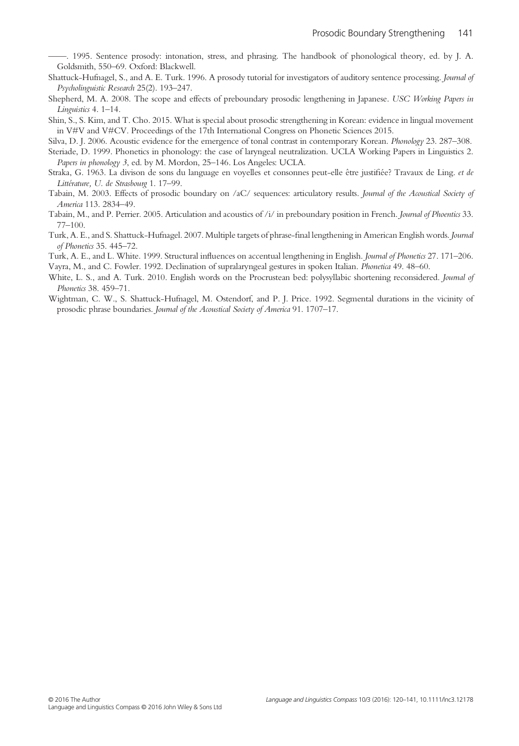——. 1995. Sentence prosody: intonation, stress, and phrasing. The handbook of phonological theory, ed. by J. A. Goldsmith, 550–69. Oxford: Blackwell.

Shattuck-Hufnagel, S., and A. E. Turk. 1996. A prosody tutorial for investigators of auditory sentence processing. *Journal of Psycholinguistic Research* 25(2). 193–247.

Shepherd, M. A. 2008. The scope and effects of preboundary prosodic lengthening in Japanese. *USC Working Papers in Linguistics* 4. 1–14.

Shin, S., S. Kim, and T. Cho. 2015. What is special about prosodic strengthening in Korean: evidence in lingual movement in V#V and V#CV. Proceedings of the 17th International Congress on Phonetic Sciences 2015.

Silva, D. J. 2006. Acoustic evidence for the emergence of tonal contrast in contemporary Korean. *Phonology* 23. 287–308.

Steriade, D. 1999. Phonetics in phonology: the case of laryngeal neutralization. UCLA Working Papers in Linguistics 2. *Papers in phonology 3*, ed. by M. Mordon, 25–146. Los Angeles: UCLA.

Straka, G. 1963. La divison de sons du language en voyelles et consonnes peut-elle être justifiée? Travaux de Ling. *et de Littérature, U. de Strasbourg* 1. 17–99.

Tabain, M. 2003. Effects of prosodic boundary on /aC/ sequences: articulatory results. *Journal of the Acoustical Society of America* 113. 2834–49.

Tabain, M., and P. Perrier. 2005. Articulation and acoustics of /i/ in preboundary position in French. *Journal of Phoentics* 33. 77–100.

Turk, A. E., and S. Shattuck-Hufnagel. 2007. Multiple targets of phrase-final lengthening in American English words. *Journal of Phonetics* 35. 445–72.

Turk, A. E., and L. White. 1999. Structural influences on accentual lengthening in English. *Journal of Phonetics* 27. 171–206.

Vayra, M., and C. Fowler. 1992. Declination of supralaryngeal gestures in spoken Italian. *Phonetica* 49. 48–60.

White, L. S., and A. Turk. 2010. English words on the Procrustean bed: polysyllabic shortening reconsidered. *Journal of Phonetics* 38. 459–71.

Wightman, C. W., S. Shattuck-Hufnagel, M. Ostendorf, and P. J. Price. 1992. Segmental durations in the vicinity of prosodic phrase boundaries. *Journal of the Acoustical Society of America* 91. 1707–17.